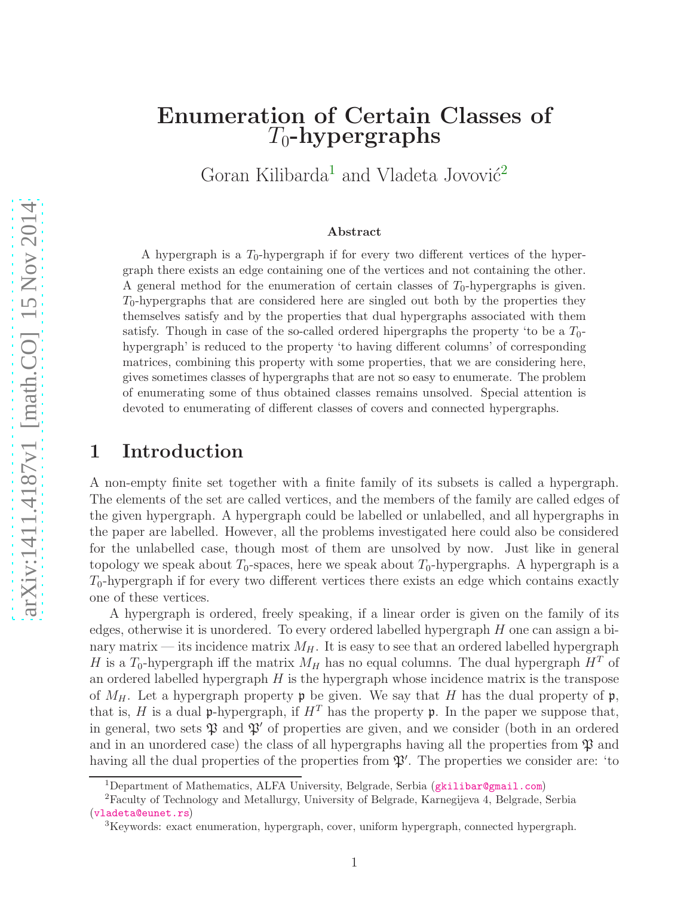# Enumeration of Certain Classes of $T_0$-hypergraphs

Goran Kilibarda[1] and Vladeta Jovović[2]

### Abstract

A hypergraph is a $T_0$-hypergraph if for every two different vertices of the hypergraph there exists an edge containing one of the vertices and not containing the other. A general method for the enumeration of certain classes of $T_0$-hypergraphs is given. $T_0$-hypergraphs that are considered here are singled out both by the properties they themselves satisfy and by the properties that dual hypergraphs associated with them satisfy. Though in case of the so-called ordered hipergraphs the property 'to be a $T_0$-hypergraph' is reduced to the property 'to having different columns' of corresponding matrices, combining this property with some properties, that we are considering here, gives sometimes classes of hypergraphs that are not so easy to enumerate. The problem of enumerating some of thus obtained classes remains unsolved. Special attention is devoted to enumerating of different classes of covers and connected hypergraphs.

## 1 Introduction

A non-empty finite set together with a finite family of its subsets is called a hypergraph. The elements of the set are called vertices, and the members of the family are called edges of the given hypergraph. A hypergraph could be labelled or unlabelled, and all hypergraphs in the paper are labelled. However, all the problems investigated here could also be considered for the unlabelled case, though most of them are unsolved by now. Just like in general topology we speak about $T_0$-spaces, here we speak about $T_0$-hypergraphs. A hypergraph is a $T_0$-hypergraph if for every two different vertices there exists an edge which contains exactly one of these vertices.

A hypergraph is ordered, freely speaking, if a linear order is given on the family of its edges, otherwise it is unordered. To every ordered labelled hypergraph $H$ one can assign a binary matrix — its incidence matrix $M_H$. It is easy to see that an ordered labelled hypergraph $H$ is a $T_0$-hypergraph iff the matrix $M_H$ has no equal columns. The dual hypergraph $H^T$ of an ordered labelled hypergraph $H$ is the hypergraph whose incidence matrix is the transpose of $M_H$. Let a hypergraph property $\mathfrak{p}$ be given. We say that $H$ has the dual property of $\mathfrak{p}$, that is, $H$ is a dual $\mathfrak{p}$-hypergraph, if $H^T$ has the property $\mathfrak{p}$. In the paper we suppose that, in general, two sets $\mathfrak{P}$ and $\mathfrak{P}'$ of properties are given, and we consider (both in an ordered and in an unordered case) the class of all hypergraphs having all the properties from $\mathfrak{P}$ and having all the dual properties of the properties from $\mathfrak{P}'$. The properties we consider are: 'to

---

[1] Department of Mathematics, ALFA University, Belgrade, Serbia (gkilibar@gmail.com)

[2] Faculty of Technology and Metallurgy, University of Belgrade, Karnegijeva 4, Belgrade, Serbia (vladeta@eunet.rs)

[3] Keywords: exact enumeration, hypergraph, cover, uniform hypergraph, connected hypergraph.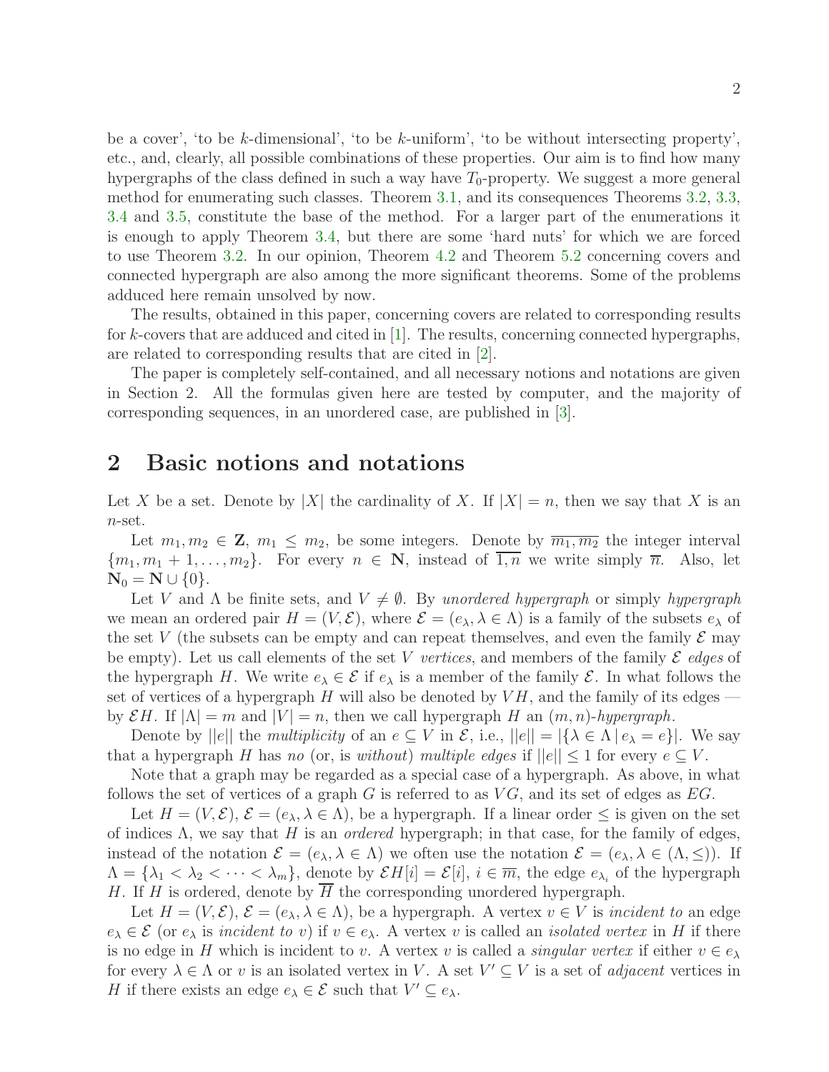be a cover', 'to be $k$-dimensional', 'to be $k$-uniform', 'to be without intersecting property', etc., and, clearly, all possible combinations of these properties. Our aim is to find how many hypergraphs of the class defined in such a way have $T_0$-property. We suggest a more general method for enumerating such classes. Theorem 3.1, and its consequences Theorems 3.2, 3.3, 3.4 and 3.5, constitute the base of the method. For a larger part of the enumerations it is enough to apply Theorem 3.4, but there are some 'hard nuts' for which we are forced to use Theorem 3.2. In our opinion, Theorem 4.2 and Theorem 5.2 concerning covers and connected hypergraph are also among the more significant theorems. Some of the problems adduced here remain unsolved by now.

The results, obtained in this paper, concerning covers are related to corresponding results for $k$-covers that are adduced and cited in [1]. The results, concerning connected hypergraphs, are related to corresponding results that are cited in [2].

The paper is completely self-contained, and all necessary notions and notations are given in Section 2. All the formulas given here are tested by computer, and the majority of corresponding sequences, in an unordered case, are published in [3].

## 2 Basic notions and notations

Let $X$ be a set. Denote by $|X|$ the cardinality of $X$. If $|X| = n$, then we say that $X$ is an $n$-set.

Let $m_1, m_2 \in \mathbf{Z}$, $m_1 \leq m_2$, be some integers. Denote by $\overline{m_1, m_2}$ the integer interval $\{m_1, m_1 + 1, \ldots, m_2\}$. For every $n \in \mathbf{N}$, instead of $\overline{1, n}$ we write simply $\overline{n}$. Also, let $\mathbf{N}_0 = \mathbf{N} \cup \{0\}$.

Let $V$ and $\Lambda$ be finite sets, and $V \neq \emptyset$. By *unordered hypergraph* or simply *hypergraph* we mean an ordered pair $H = (V, \mathcal{E})$, where $\mathcal{E} = (e_\lambda, \lambda \in \Lambda)$ is a family of the subsets $e_\lambda$ of the set $V$ (the subsets can be empty and can repeat themselves, and even the family $\mathcal{E}$ may be empty). Let us call elements of the set $V$ *vertices*, and members of the family $\mathcal{E}$ *edges* of the hypergraph $H$. We write $e_\lambda \in \mathcal{E}$ if $e_\lambda$ is a member of the family $\mathcal{E}$. In what follows the set of vertices of a hypergraph $H$ will also be denoted by $VH$, and the family of its edges — by $\mathcal{E}H$. If $|\Lambda| = m$ and $|V| = n$, then we call hypergraph $H$ an *$(m, n)$-hypergraph*.

Denote by $||e||$ the *multiplicity* of an $e \subseteq V$ in $\mathcal{E}$, i.e., $||e|| = |\{\lambda \in \Lambda \,|\, e_\lambda = e\}|$. We say that a hypergraph $H$ has *no* (or, is *without*) *multiple edges* if $||e|| \leq 1$ for every $e \subseteq V$.

Note that a graph may be regarded as a special case of a hypergraph. As above, in what follows the set of vertices of a graph $G$ is referred to as $VG$, and its set of edges as $EG$.

Let $H = (V, \mathcal{E})$, $\mathcal{E} = (e_\lambda, \lambda \in \Lambda)$, be a hypergraph. If a linear order $\leq$ is given on the set of indices $\Lambda$, we say that $H$ is an *ordered* hypergraph; in that case, for the family of edges, instead of the notation $\mathcal{E} = (e_\lambda, \lambda \in \Lambda)$ we often use the notation $\mathcal{E} = (e_\lambda, \lambda \in (\Lambda, \leq))$. If $\Lambda = \{\lambda_1 < \lambda_2 < \cdots < \lambda_m\}$, denote by $\mathcal{E}H[i] = \mathcal{E}[i]$, $i \in \overline{m}$, the edge $e_{\lambda_i}$ of the hypergraph $H$. If $H$ is ordered, denote by $\overline{H}$ the corresponding unordered hypergraph.

Let $H = (V, \mathcal{E})$, $\mathcal{E} = (e_\lambda, \lambda \in \Lambda)$, be a hypergraph. A vertex $v \in V$ is *incident to* an edge $e_\lambda \in \mathcal{E}$ (or $e_\lambda$ is *incident to* $v$) if $v \in e_\lambda$. A vertex $v$ is called an *isolated vertex* in $H$ if there is no edge in $H$ which is incident to $v$. A vertex $v$ is called a *singular vertex* if either $v \in e_\lambda$ for every $\lambda \in \Lambda$ or $v$ is an isolated vertex in $V$. A set $V' \subseteq V$ is a set of *adjacent* vertices in $H$ if there exists an edge $e_\lambda \in \mathcal{E}$ such that $V' \subseteq e_\lambda$.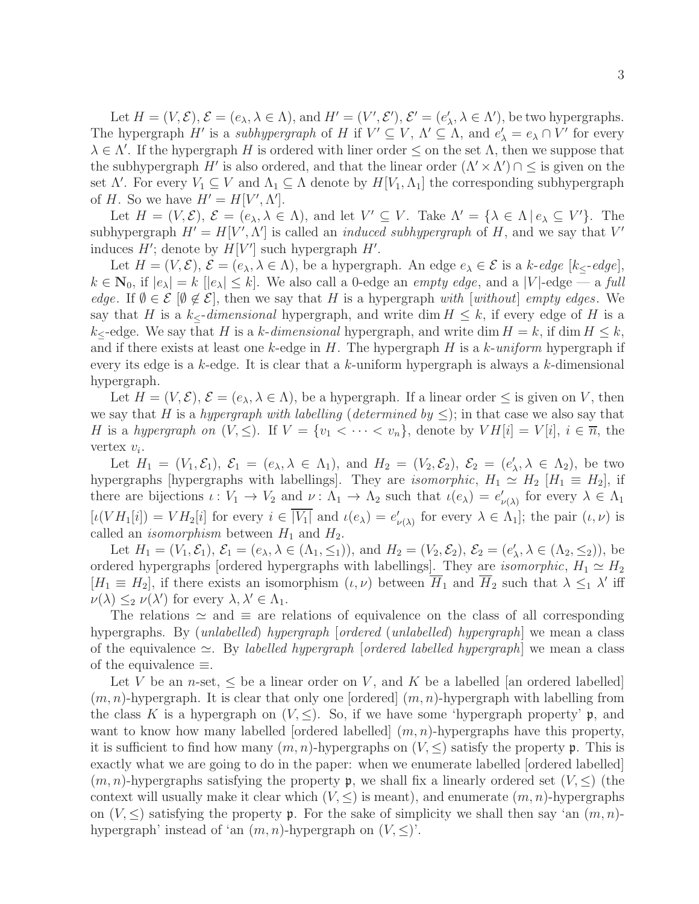Let $H = (V, \mathcal{E})$, $\mathcal{E} = (e_\lambda, \lambda \in \Lambda)$, and $H' = (V', \mathcal{E}')$, $\mathcal{E}' = (e'_\lambda, \lambda \in \Lambda')$, be two hypergraphs. The hypergraph $H'$ is a *subhypergraph* of $H$ if $V' \subseteq V$, $\Lambda' \subseteq \Lambda$, and $e'_\lambda = e_\lambda \cap V'$ for every $\lambda \in \Lambda'$. If the hypergraph $H$ is ordered with liner order $\leq$ on the set $\Lambda$, then we suppose that the subhypergraph $H'$ is also ordered, and that the linear order $(\Lambda' \times \Lambda') \cap \leq$ is given on the set $\Lambda'$. For every $V_1 \subseteq V$ and $\Lambda_1 \subseteq \Lambda$ denote by $H[V_1, \Lambda_1]$ the corresponding subhypergraph of $H$. So we have $H' = H[V', \Lambda']$.

Let $H = (V, \mathcal{E})$, $\mathcal{E} = (e_\lambda, \lambda \in \Lambda)$, and let $V' \subseteq V$. Take $\Lambda' = \{\lambda \in \Lambda \mid e_\lambda \subseteq V'\}$. The subhypergraph $H' = H[V', \Lambda']$ is called an *induced subhypergraph* of $H$, and we say that $V'$ induces $H'$; denote by $H[V']$ such hypergraph $H'$.

Let $H = (V, \mathcal{E})$, $\mathcal{E} = (e_\lambda, \lambda \in \Lambda)$, be a hypergraph. An edge $e_\lambda \in \mathcal{E}$ is a *$k$-edge* [*$k_\leq$-edge*], $k \in \mathbf{N}_0$, if $|e_\lambda| = k$ [$|e_\lambda| \leq k$]. We also call a 0-edge an *empty edge*, and a $|V|$-edge — a *full edge*. If $\emptyset \in \mathcal{E}$ [$\emptyset \notin \mathcal{E}$], then we say that $H$ is a hypergraph *with* [*without*] *empty edges*. We say that $H$ is a *$k_\leq$-dimensional* hypergraph, and write $\dim H \leq k$, if every edge of $H$ is a $k_\leq$-edge. We say that $H$ is a *$k$-dimensional* hypergraph, and write $\dim H = k$, if $\dim H \leq k$, and if there exists at least one $k$-edge in $H$. The hypergraph $H$ is a *$k$-uniform* hypergraph if every its edge is a $k$-edge. It is clear that a $k$-uniform hypergraph is always a $k$-dimensional hypergraph.

Let $H = (V, \mathcal{E})$, $\mathcal{E} = (e_\lambda, \lambda \in \Lambda)$, be a hypergraph. If a linear order $\leq$ is given on $V$, then we say that $H$ is a *hypergraph with labelling* (*determined by* $\leq$); in that case we also say that $H$ is a *hypergraph on* $(V, \leq)$. If $V = \{v_1 < \cdots < v_n\}$, denote by $VH[i] = V[i]$, $i \in \overline{n}$, the vertex $v_i$.

Let $H_1 = (V_1, \mathcal{E}_1)$, $\mathcal{E}_1 = (e_\lambda, \lambda \in \Lambda_1)$, and $H_2 = (V_2, \mathcal{E}_2)$, $\mathcal{E}_2 = (e'_\lambda, \lambda \in \Lambda_2)$, be two hypergraphs [hypergraphs with labellings]. They are *isomorphic*, $H_1 \simeq H_2$ [$H_1 \equiv H_2$], if there are bijections $\iota \colon V_1 \to V_2$ and $\nu \colon \Lambda_1 \to \Lambda_2$ such that $\iota(e_\lambda) = e'_{\nu(\lambda)}$ for every $\lambda \in \Lambda_1$ [$\iota(VH_1[i]) = VH_2[i]$ for every $i \in \overline{|V_1|}$ and $\iota(e_\lambda) = e'_{\nu(\lambda)}$ for every $\lambda \in \Lambda_1$]; the pair $(\iota, \nu)$ is called an *isomorphism* between $H_1$ and $H_2$.

Let $H_1 = (V_1, \mathcal{E}_1)$, $\mathcal{E}_1 = (e_\lambda, \lambda \in (\Lambda_1, \leq_1))$, and $H_2 = (V_2, \mathcal{E}_2)$, $\mathcal{E}_2 = (e'_\lambda, \lambda \in (\Lambda_2, \leq_2))$, be ordered hypergraphs [ordered hypergraphs with labellings]. They are *isomorphic*, $H_1 \simeq H_2$ [$H_1 \equiv H_2$], if there exists an isomorphism $(\iota, \nu)$ between $\overline{H}_1$ and $\overline{H}_2$ such that $\lambda \leq_1 \lambda'$ iff $\nu(\lambda) \leq_2 \nu(\lambda')$ for every $\lambda, \lambda' \in \Lambda_1$.

The relations $\simeq$ and $\equiv$ are relations of equivalence on the class of all corresponding hypergraphs. By (*unlabelled*) *hypergraph* [*ordered* (*unlabelled*) *hypergraph*] we mean a class of the equivalence $\simeq$. By *labelled hypergraph* [*ordered labelled hypergraph*] we mean a class of the equivalence $\equiv$.

Let $V$ be an $n$-set, $\leq$ be a linear order on $V$, and $K$ be a labelled [an ordered labelled] $(m, n)$-hypergraph. It is clear that only one [ordered] $(m, n)$-hypergraph with labelling from the class $K$ is a hypergraph on $(V, \leq)$. So, if we have some 'hypergraph property' $\mathfrak{p}$, and want to know how many labelled [ordered labelled] $(m, n)$-hypergraphs have this property, it is sufficient to find how many $(m, n)$-hypergraphs on $(V, \leq)$ satisfy the property $\mathfrak{p}$. This is exactly what we are going to do in the paper: when we enumerate labelled [ordered labelled] $(m, n)$-hypergraphs satisfying the property $\mathfrak{p}$, we shall fix a linearly ordered set $(V, \leq)$ (the context will usually make it clear which $(V, \leq)$ is meant), and enumerate $(m, n)$-hypergraphs on $(V, \leq)$ satisfying the property $\mathfrak{p}$. For the sake of simplicity we shall then say 'an $(m, n)$-hypergraph' instead of 'an $(m, n)$-hypergraph on $(V, \leq)$'.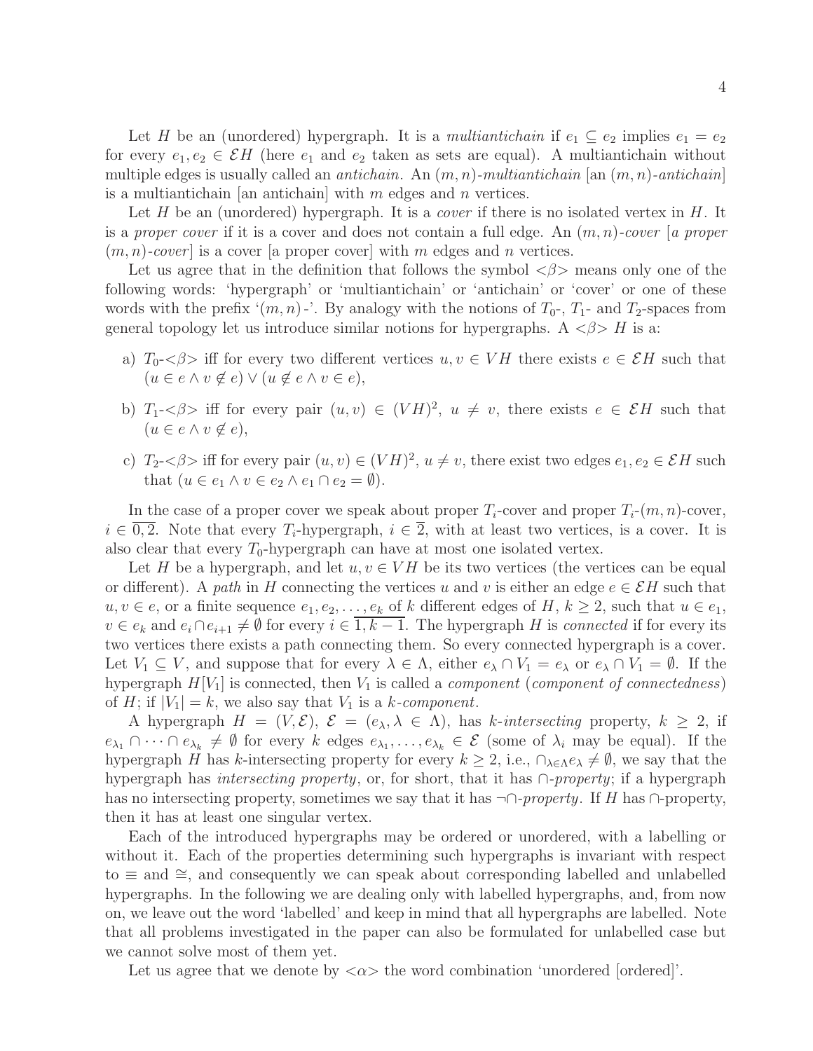Let $H$ be an (unordered) hypergraph. It is a *multiantichain* if $e_1 \subseteq e_2$ implies $e_1 = e_2$ for every $e_1, e_2 \in \mathcal{E}H$ (here $e_1$ and $e_2$ taken as sets are equal). A multiantichain without multiple edges is usually called an *antichain*. An $(m,n)$-*multiantichain* [an $(m,n)$-*antichain*] is a multiantichain [an antichain] with $m$ edges and $n$ vertices.

Let $H$ be an (unordered) hypergraph. It is a *cover* if there is no isolated vertex in $H$. It is a *proper cover* if it is a cover and does not contain a full edge. An $(m,n)$-*cover* [*a proper* $(m,n)$-*cover*] is a cover [a proper cover] with $m$ edges and $n$ vertices.

Let us agree that in the definition that follows the symbol $<\!\beta\!>$ means only one of the following words: 'hypergraph' or 'multiantichain' or 'antichain' or 'cover' or one of these words with the prefix '$(m,n)$-'. By analogy with the notions of $T_0$-, $T_1$- and $T_2$-spaces from general topology let us introduce similar notions for hypergraphs. A $<\!\beta\!>$ $H$ is a:

a) $T_0$-$<\!\beta\!>$ iff for every two different vertices $u, v \in VH$ there exists $e \in \mathcal{E}H$ such that $(u \in e \wedge v \notin e) \vee (u \notin e \wedge v \in e)$,

b) $T_1$-$<\!\beta\!>$ iff for every pair $(u,v) \in (VH)^2$, $u \neq v$, there exists $e \in \mathcal{E}H$ such that $(u \in e \wedge v \notin e)$,

c) $T_2$-$<\!\beta\!>$ iff for every pair $(u,v) \in (VH)^2$, $u \neq v$, there exist two edges $e_1, e_2 \in \mathcal{E}H$ such that $(u \in e_1 \wedge v \in e_2 \wedge e_1 \cap e_2 = \emptyset)$.

In the case of a proper cover we speak about proper $T_i$-cover and proper $T_i$-$(m,n)$-cover, $i \in \overline{0,2}$. Note that every $T_i$-hypergraph, $i \in \overline{2}$, with at least two vertices, is a cover. It is also clear that every $T_0$-hypergraph can have at most one isolated vertex.

Let $H$ be a hypergraph, and let $u, v \in VH$ be its two vertices (the vertices can be equal or different). A *path* in $H$ connecting the vertices $u$ and $v$ is either an edge $e \in \mathcal{E}H$ such that $u, v \in e$, or a finite sequence $e_1, e_2, \ldots, e_k$ of $k$ different edges of $H$, $k \geq 2$, such that $u \in e_1$, $v \in e_k$ and $e_i \cap e_{i+1} \neq \emptyset$ for every $i \in \overline{1, k-1}$. The hypergraph $H$ is *connected* if for every its two vertices there exists a path connecting them. So every connected hypergraph is a cover. Let $V_1 \subseteq V$, and suppose that for every $\lambda \in \Lambda$, either $e_\lambda \cap V_1 = e_\lambda$ or $e_\lambda \cap V_1 = \emptyset$. If the hypergraph $H[V_1]$ is connected, then $V_1$ is called a *component* (*component of connectedness*) of $H$; if $|V_1| = k$, we also say that $V_1$ is a $k$-*component*.

A hypergraph $H = (V, \mathcal{E})$, $\mathcal{E} = (e_\lambda, \lambda \in \Lambda)$, has $k$-*intersecting* property, $k \geq 2$, if $e_{\lambda_1} \cap \cdots \cap e_{\lambda_k} \neq \emptyset$ for every $k$ edges $e_{\lambda_1}, \ldots, e_{\lambda_k} \in \mathcal{E}$ (some of $\lambda_i$ may be equal). If the hypergraph $H$ has $k$-intersecting property for every $k \geq 2$, i.e., $\cap_{\lambda \in \Lambda} e_\lambda \neq \emptyset$, we say that the hypergraph has *intersecting property*, or, for short, that it has $\cap$-*property*; if a hypergraph has no intersecting property, sometimes we say that it has $\neg\cap$-*property*. If $H$ has $\cap$-property, then it has at least one singular vertex.

Each of the introduced hypergraphs may be ordered or unordered, with a labelling or without it. Each of the properties determining such hypergraphs is invariant with respect to $\equiv$ and $\cong$, and consequently we can speak about corresponding labelled and unlabelled hypergraphs. In the following we are dealing only with labelled hypergraphs, and, from now on, we leave out the word 'labelled' and keep in mind that all hypergraphs are labelled. Note that all problems investigated in the paper can also be formulated for unlabelled case but we cannot solve most of them yet.

Let us agree that we denote by $<\!\alpha\!>$ the word combination 'unordered [ordered]'.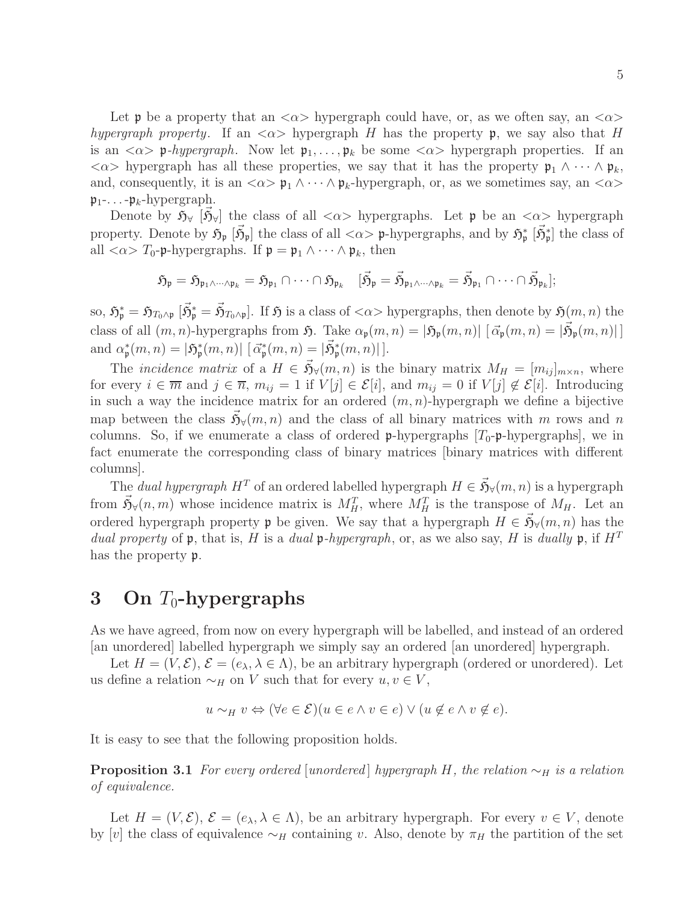Let $\mathfrak{p}$ be a property that an $<\alpha>$ hypergraph could have, or, as we often say, an $<\alpha>$ *hypergraph property*. If an $<\alpha>$ hypergraph $H$ has the property $\mathfrak{p}$, we say also that $H$ is an $<\alpha>$ $\mathfrak{p}$*-hypergraph*. Now let $\mathfrak{p}_1, \ldots, \mathfrak{p}_k$ be some $<\alpha>$ hypergraph properties. If an $<\alpha>$ hypergraph has all these properties, we say that it has the property $\mathfrak{p}_1 \wedge \cdots \wedge \mathfrak{p}_k$, and, consequently, it is an $<\alpha>$ $\mathfrak{p}_1 \wedge \cdots \wedge \mathfrak{p}_k$-hypergraph, or, as we sometimes say, an $<\alpha>$ $\mathfrak{p}_1$-. . . -$\mathfrak{p}_k$-hypergraph.

Denote by $\mathfrak{H}_\forall$ $[\vec{\mathfrak{H}}_\forall]$ the class of all $<\alpha>$ hypergraphs. Let $\mathfrak{p}$ be an $<\alpha>$ hypergraph property. Denote by $\mathfrak{H}_\mathfrak{p}$ $[\vec{\mathfrak{H}}_\mathfrak{p}]$ the class of all $<\alpha>$ $\mathfrak{p}$-hypergraphs, and by $\mathfrak{H}^*_\mathfrak{p}$ $[\vec{\mathfrak{H}}^*_\mathfrak{p}]$ the class of all $<\alpha>$ $T_0$-$\mathfrak{p}$-hypergraphs. If $\mathfrak{p} = \mathfrak{p}_1 \wedge \cdots \wedge \mathfrak{p}_k$, then

$$\mathfrak{H}_\mathfrak{p} = \mathfrak{H}_{\mathfrak{p}_1 \wedge \cdots \wedge \mathfrak{p}_k} = \mathfrak{H}_{\mathfrak{p}_1} \cap \cdots \cap \mathfrak{H}_{\mathfrak{p}_k} \quad [\vec{\mathfrak{H}}_\mathfrak{p} = \vec{\mathfrak{H}}_{\mathfrak{p}_1 \wedge \cdots \wedge \mathfrak{p}_k} = \vec{\mathfrak{H}}_{\mathfrak{p}_1} \cap \cdots \cap \vec{\mathfrak{H}}_{\mathfrak{p}_k}];$$

so, $\mathfrak{H}^*_\mathfrak{p} = \mathfrak{H}_{T_0 \wedge \mathfrak{p}}$ $[\vec{\mathfrak{H}}^*_\mathfrak{p} = \vec{\mathfrak{H}}_{T_0 \wedge \mathfrak{p}}]$. If $\mathfrak{H}$ is a class of $<\alpha>$ hypergraphs, then denote by $\mathfrak{H}(m,n)$ the class of all $(m,n)$-hypergraphs from $\mathfrak{H}$. Take $\alpha_\mathfrak{p}(m,n) = |\mathfrak{H}_\mathfrak{p}(m,n)|$ $[\vec{\alpha}_\mathfrak{p}(m,n) = |\vec{\mathfrak{H}}_\mathfrak{p}(m,n)|]$ and $\alpha^*_\mathfrak{p}(m,n) = |\mathfrak{H}^*_\mathfrak{p}(m,n)|$ $[\vec{\alpha}^*_\mathfrak{p}(m,n) = |\vec{\mathfrak{H}}^*_\mathfrak{p}(m,n)|]$.

The *incidence matrix* of a $H \in \vec{\mathfrak{H}}_\forall(m,n)$ is the binary matrix $M_H = [m_{ij}]_{m \times n}$, where for every $i \in \overline{m}$ and $j \in \overline{n}$, $m_{ij} = 1$ if $V[j] \in \mathcal{E}[i]$, and $m_{ij} = 0$ if $V[j] \notin \mathcal{E}[i]$. Introducing in such a way the incidence matrix for an ordered $(m,n)$-hypergraph we define a bijective map between the class $\vec{\mathfrak{H}}_\forall(m,n)$ and the class of all binary matrices with $m$ rows and $n$ columns. So, if we enumerate a class of ordered $\mathfrak{p}$-hypergraphs [$T_0$-$\mathfrak{p}$-hypergraphs], we in fact enumerate the corresponding class of binary matrices [binary matrices with different columns].

The *dual hypergraph* $H^T$ of an ordered labelled hypergraph $H \in \vec{\mathfrak{H}}_\forall(m,n)$ is a hypergraph from $\vec{\mathfrak{H}}_\forall(n,m)$ whose incidence matrix is $M^T_H$, where $M^T_H$ is the transpose of $M_H$. Let an ordered hypergraph property $\mathfrak{p}$ be given. We say that a hypergraph $H \in \vec{\mathfrak{H}}_\forall(m,n)$ has the *dual property* of $\mathfrak{p}$, that is, $H$ is a *dual* $\mathfrak{p}$*-hypergraph*, or, as we also say, $H$ is *dually* $\mathfrak{p}$, if $H^T$ has the property $\mathfrak{p}$.

## 3 On $T_0$-hypergraphs

As we have agreed, from now on every hypergraph will be labelled, and instead of an ordered [an unordered] labelled hypergraph we simply say an ordered [an unordered] hypergraph.

Let $H = (V, \mathcal{E})$, $\mathcal{E} = (e_\lambda, \lambda \in \Lambda)$, be an arbitrary hypergraph (ordered or unordered). Let us define a relation $\sim_H$ on $V$ such that for every $u, v \in V$,

$$u \sim_H v \Leftrightarrow (\forall e \in \mathcal{E})(u \in e \wedge v \in e) \vee (u \notin e \wedge v \notin e).$$

It is easy to see that the following proposition holds.

**Proposition 3.1** *For every ordered* [*unordered*] *hypergraph $H$, the relation $\sim_H$ is a relation of equivalence.*

Let $H = (V, \mathcal{E})$, $\mathcal{E} = (e_\lambda, \lambda \in \Lambda)$, be an arbitrary hypergraph. For every $v \in V$, denote by $[v]$ the class of equivalence $\sim_H$ containing $v$. Also, denote by $\pi_H$ the partition of the set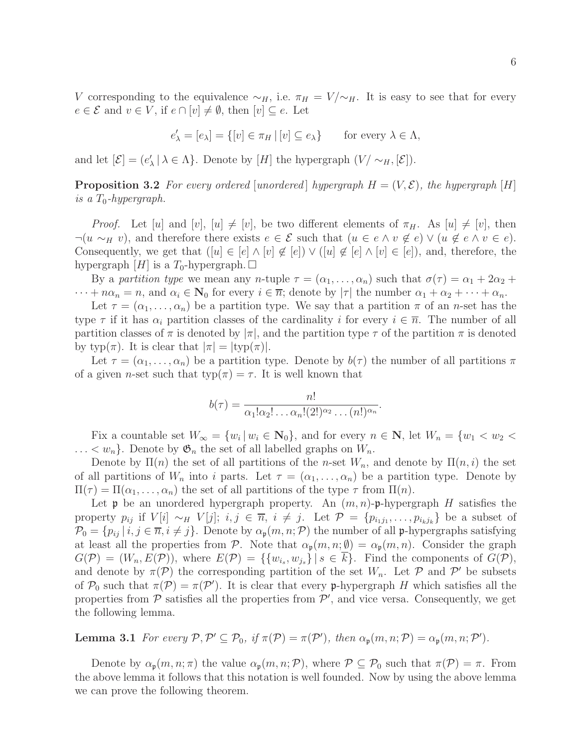$V$ corresponding to the equivalence $\sim_H$, i.e. $\pi_H = V/\!\sim_H$. It is easy to see that for every $e \in \mathcal{E}$ and $v \in V$, if $e \cap [v] \neq \emptyset$, then $[v] \subseteq e$. Let

$$e'_\lambda = [e_\lambda] = \{[v] \in \pi_H \,|\, [v] \subseteq e_\lambda\} \qquad \text{for every } \lambda \in \Lambda,$$

and let $[\mathcal{E}] = (e'_\lambda \,|\, \lambda \in \Lambda\}$. Denote by $[H]$ the hypergraph $(V/\sim_H, [\mathcal{E}])$.

**Proposition 3.2** *For every ordered [unordered] hypergraph $H = (V, \mathcal{E})$, the hypergraph $[H]$ is a $T_0$-hypergraph.*

*Proof.* Let $[u]$ and $[v]$, $[u] \neq [v]$, be two different elements of $\pi_H$. As $[u] \neq [v]$, then $\neg(u \sim_H v)$, and therefore there exists $e \in \mathcal{E}$ such that $(u \in e \wedge v \notin e) \vee (u \notin e \wedge v \in e)$. Consequently, we get that $([u] \in [e] \wedge [v] \notin [e]) \vee ([u] \notin [e] \wedge [v] \in [e])$, and, therefore, the hypergraph $[H]$ is a $T_0$-hypergraph. $\square$

By a *partition type* we mean any $n$-tuple $\tau = (\alpha_1, \ldots, \alpha_n)$ such that $\sigma(\tau) = \alpha_1 + 2\alpha_2 + \cdots + n\alpha_n = n$, and $\alpha_i \in \mathbf{N}_0$ for every $i \in \overline{n}$; denote by $|\tau|$ the number $\alpha_1 + \alpha_2 + \cdots + \alpha_n$.

Let $\tau = (\alpha_1, \ldots, \alpha_n)$ be a partition type. We say that a partition $\pi$ of an $n$-set has the type $\tau$ if it has $\alpha_i$ partition classes of the cardinality $i$ for every $i \in \overline{n}$. The number of all partition classes of $\pi$ is denoted by $|\pi|$, and the partition type $\tau$ of the partition $\pi$ is denoted by $\mathrm{typ}(\pi)$. It is clear that $|\pi| = |\mathrm{typ}(\pi)|$.

Let $\tau = (\alpha_1, \ldots, \alpha_n)$ be a partition type. Denote by $b(\tau)$ the number of all partitions $\pi$ of a given $n$-set such that $\mathrm{typ}(\pi) = \tau$. It is well known that

$$b(\tau) = \frac{n!}{\alpha_1!\alpha_2!\ldots\alpha_n!(2!)^{\alpha_2}\ldots(n!)^{\alpha_n}}.$$

Fix a countable set $W_\infty = \{w_i \,|\, w_i \in \mathbf{N}_0\}$, and for every $n \in \mathbf{N}$, let $W_n = \{w_1 < w_2 < \ldots < w_n\}$. Denote by $\mathfrak{G}_n$ the set of all labelled graphs on $W_n$.

Denote by $\Pi(n)$ the set of all partitions of the $n$-set $W_n$, and denote by $\Pi(n, i)$ the set of all partitions of $W_n$ into $i$ parts. Let $\tau = (\alpha_1, \ldots, \alpha_n)$ be a partition type. Denote by $\Pi(\tau) = \Pi(\alpha_1, \ldots, \alpha_n)$ the set of all partitions of the type $\tau$ from $\Pi(n)$.

Let $\mathfrak{p}$ be an unordered hypergraph property. An $(m, n)$-$\mathfrak{p}$-hypergraph $H$ satisfies the property $p_{ij}$ if $V[i] \sim_H V[j]$; $i, j \in \overline{n}$, $i \neq j$. Let $\mathcal{P} = \{p_{i_1 j_1}, \ldots, p_{i_k j_k}\}$ be a subset of $\mathcal{P}_0 = \{p_{ij} \,|\, i, j \in \overline{n}, i \neq j\}$. Denote by $\alpha_\mathfrak{p}(m, n; \mathcal{P})$ the number of all $\mathfrak{p}$-hypergraphs satisfying at least all the properties from $\mathcal{P}$. Note that $\alpha_\mathfrak{p}(m, n; \emptyset) = \alpha_\mathfrak{p}(m, n)$. Consider the graph $G(\mathcal{P}) = (W_n, E(\mathcal{P}))$, where $E(\mathcal{P}) = \{\{w_{i_s}, w_{j_s}\} \,|\, s \in \overline{k}\}$. Find the components of $G(\mathcal{P})$, and denote by $\pi(\mathcal{P})$ the corresponding partition of the set $W_n$. Let $\mathcal{P}$ and $\mathcal{P}'$ be subsets of $\mathcal{P}_0$ such that $\pi(\mathcal{P}) = \pi(\mathcal{P}')$. It is clear that every $\mathfrak{p}$-hypergraph $H$ which satisfies all the properties from $\mathcal{P}$ satisfies all the properties from $\mathcal{P}'$, and vice versa. Consequently, we get the following lemma.

**Lemma 3.1** *For every $\mathcal{P}, \mathcal{P}' \subseteq \mathcal{P}_0$, if $\pi(\mathcal{P}) = \pi(\mathcal{P}')$, then $\alpha_\mathfrak{p}(m, n; \mathcal{P}) = \alpha_\mathfrak{p}(m, n; \mathcal{P}')$.*

Denote by $\alpha_\mathfrak{p}(m, n; \pi)$ the value $\alpha_\mathfrak{p}(m, n; \mathcal{P})$, where $\mathcal{P} \subseteq \mathcal{P}_0$ such that $\pi(\mathcal{P}) = \pi$. From the above lemma it follows that this notation is well founded. Now by using the above lemma we can prove the following theorem.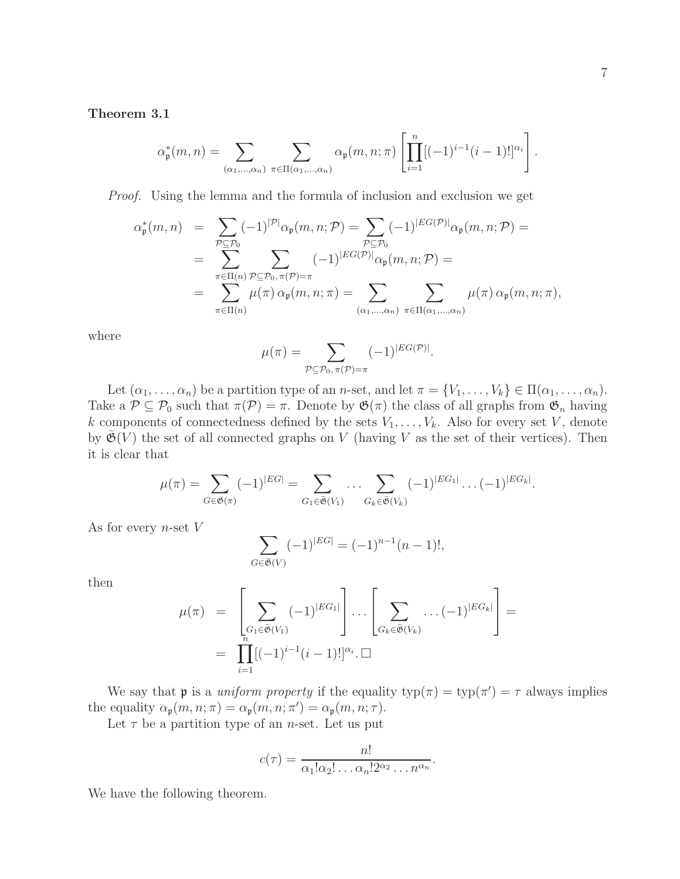**Theorem 3.1**

$$\alpha^*_{\mathfrak{p}}(m,n) = \sum_{(\alpha_1,\ldots,\alpha_n)} \sum_{\pi\in\Pi(\alpha_1,\ldots,\alpha_n)} \alpha_{\mathfrak{p}}(m,n;\pi)\left[\prod_{i=1}^{n}[(-1)^{i-1}(i-1)!]^{\alpha_i}\right].$$

*Proof.* Using the lemma and the formula of inclusion and exclusion we get

$$\begin{aligned}
\alpha^*_{\mathfrak{p}}(m,n) &= \sum_{\mathcal{P}\subseteq\mathcal{P}_0}(-1)^{|\mathcal{P}|}\alpha_{\mathfrak{p}}(m,n;\mathcal{P}) = \sum_{\mathcal{P}\subseteq\mathcal{P}_0}(-1)^{|EG(\mathcal{P})|}\alpha_{\mathfrak{p}}(m,n;\mathcal{P}) = \\
&= \sum_{\pi\in\Pi(n)}\ \sum_{\mathcal{P}\subseteq\mathcal{P}_0,\,\pi(\mathcal{P})=\pi}(-1)^{|EG(\mathcal{P})|}\alpha_{\mathfrak{p}}(m,n;\mathcal{P}) = \\
&= \sum_{\pi\in\Pi(n)}\mu(\pi)\,\alpha_{\mathfrak{p}}(m,n;\pi) = \sum_{(\alpha_1,\ldots,\alpha_n)}\ \sum_{\pi\in\Pi(\alpha_1,\ldots,\alpha_n)}\mu(\pi)\,\alpha_{\mathfrak{p}}(m,n;\pi),
\end{aligned}$$

where

$$\mu(\pi) = \sum_{\mathcal{P}\subseteq\mathcal{P}_0,\,\pi(\mathcal{P})=\pi}(-1)^{|EG(\mathcal{P})|}.$$

Let $(\alpha_1,\ldots,\alpha_n)$ be a partition type of an $n$-set, and let $\pi=\{V_1,\ldots,V_k\}\in\Pi(\alpha_1,\ldots,\alpha_n)$. Take a $\mathcal{P}\subseteq\mathcal{P}_0$ such that $\pi(\mathcal{P})=\pi$. Denote by $\mathfrak{G}(\pi)$ the class of all graphs from $\mathfrak{G}_n$ having $k$ components of connectedness defined by the sets $V_1,\ldots,V_k$. Also for every set $V$, denote by $\bar{\mathfrak{G}}(V)$ the set of all connected graphs on $V$ (having $V$ as the set of their vertices). Then it is clear that

$$\mu(\pi) = \sum_{G\in\mathfrak{G}(\pi)}(-1)^{|EG|} = \sum_{G_1\in\bar{\mathfrak{G}}(V_1)}\cdots\sum_{G_k\in\bar{\mathfrak{G}}(V_k)}(-1)^{|EG_1|}\ldots(-1)^{|EG_k|}.$$

As for every $n$-set $V$

$$\sum_{G\in\bar{\mathfrak{G}}(V)}(-1)^{|EG|} = (-1)^{n-1}(n-1)!,$$

then

$$\begin{aligned}
\mu(\pi) &= \left[\sum_{G_1\in\bar{\mathfrak{G}}(V_1)}(-1)^{|EG_1|}\right]\ldots\left[\sum_{G_k\in\bar{\mathfrak{G}}(V_k)}\ldots(-1)^{|EG_k|}\right] = \\
&= \prod_{i=1}^{n}[(-1)^{i-1}(i-1)!]^{\alpha_i}.\ \square
\end{aligned}$$

We say that $\mathfrak{p}$ is a *uniform property* if the equality $\mathrm{typ}(\pi)=\mathrm{typ}(\pi')=\tau$ always implies the equality $\alpha_{\mathfrak{p}}(m,n;\pi)=\alpha_{\mathfrak{p}}(m,n;\pi')=\alpha_{\mathfrak{p}}(m,n;\tau)$.

Let $\tau$ be a partition type of an $n$-set. Let us put

$$c(\tau) = \frac{n!}{\alpha_1!\alpha_2!\ldots\alpha_n!2^{\alpha_2}\ldots n^{\alpha_n}}.$$

We have the following theorem.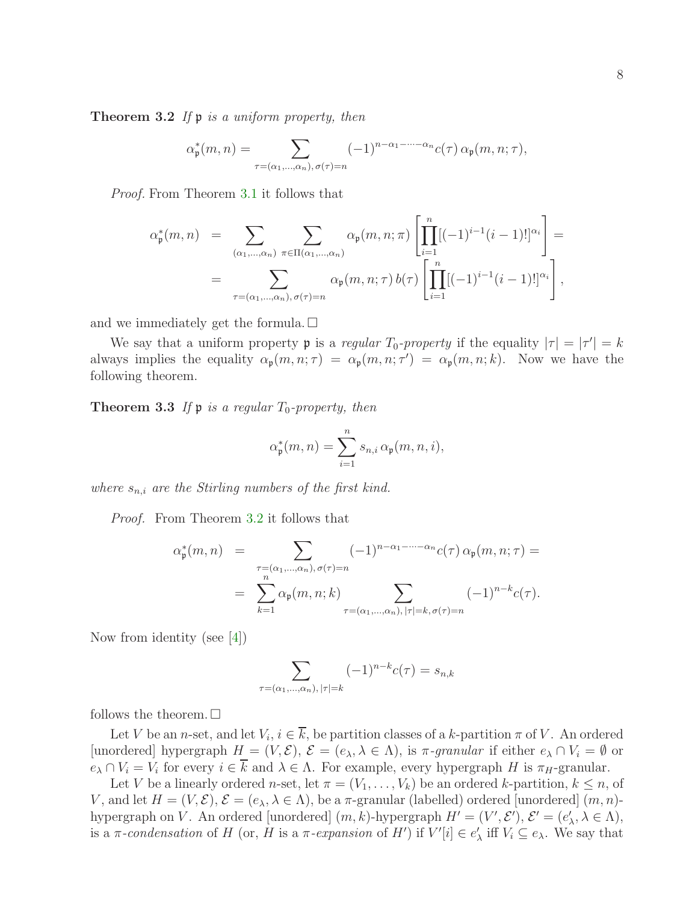**Theorem 3.2** *If $\mathfrak{p}$ is a uniform property, then*

$$\alpha^*_{\mathfrak{p}}(m,n) = \sum_{\tau=(\alpha_1,\ldots,\alpha_n),\, \sigma(\tau)=n} (-1)^{n-\alpha_1-\cdots-\alpha_n} c(\tau)\, \alpha_{\mathfrak{p}}(m,n;\tau),$$

*Proof.* From Theorem 3.1 it follows that

$$\begin{aligned} \alpha^*_{\mathfrak{p}}(m,n) &= \sum_{(\alpha_1,\ldots,\alpha_n)} \sum_{\pi\in\Pi(\alpha_1,\ldots,\alpha_n)} \alpha_{\mathfrak{p}}(m,n;\pi) \left[\prod_{i=1}^{n} [(-1)^{i-1}(i-1)!]^{\alpha_i}\right] = \\ &= \sum_{\tau=(\alpha_1,\ldots,\alpha_n),\, \sigma(\tau)=n} \alpha_{\mathfrak{p}}(m,n;\tau)\, b(\tau) \left[\prod_{i=1}^{n} [(-1)^{i-1}(i-1)!]^{\alpha_i}\right], \end{aligned}$$

and we immediately get the formula. □

We say that a uniform property $\mathfrak{p}$ is a *regular $T_0$-property* if the equality $|\tau| = |\tau'| = k$ always implies the equality $\alpha_{\mathfrak{p}}(m,n;\tau) = \alpha_{\mathfrak{p}}(m,n;\tau') = \alpha_{\mathfrak{p}}(m,n;k)$. Now we have the following theorem.

**Theorem 3.3** *If $\mathfrak{p}$ is a regular $T_0$-property, then*

$$\alpha^*_{\mathfrak{p}}(m,n) = \sum_{i=1}^{n} s_{n,i}\, \alpha_{\mathfrak{p}}(m,n,i),$$

*where $s_{n,i}$ are the Stirling numbers of the first kind.*

*Proof.* From Theorem 3.2 it follows that

$$\begin{aligned} \alpha^*_{\mathfrak{p}}(m,n) &= \sum_{\tau=(\alpha_1,\ldots,\alpha_n),\, \sigma(\tau)=n} (-1)^{n-\alpha_1-\cdots-\alpha_n} c(\tau)\, \alpha_{\mathfrak{p}}(m,n;\tau) = \\ &= \sum_{k=1}^{n} \alpha_{\mathfrak{p}}(m,n;k) \sum_{\tau=(\alpha_1,\ldots,\alpha_n),\, |\tau|=k,\, \sigma(\tau)=n} (-1)^{n-k} c(\tau). \end{aligned}$$

Now from identity (see [4])

$$\sum_{\tau=(\alpha_1,\ldots,\alpha_n),\, |\tau|=k} (-1)^{n-k} c(\tau) = s_{n,k}$$

follows the theorem. □

Let $V$ be an $n$-set, and let $V_i$, $i \in \overline{k}$, be partition classes of a $k$-partition $\pi$ of $V$. An ordered [unordered] hypergraph $H = (V, \mathcal{E})$, $\mathcal{E} = (e_\lambda, \lambda \in \Lambda)$, is *$\pi$-granular* if either $e_\lambda \cap V_i = \emptyset$ or $e_\lambda \cap V_i = V_i$ for every $i \in \overline{k}$ and $\lambda \in \Lambda$. For example, every hypergraph $H$ is $\pi_H$-granular.

Let $V$ be a linearly ordered $n$-set, let $\pi = (V_1, \ldots, V_k)$ be an ordered $k$-partition, $k \le n$, of $V$, and let $H = (V, \mathcal{E})$, $\mathcal{E} = (e_\lambda, \lambda \in \Lambda)$, be a $\pi$-granular (labelled) ordered [unordered] $(m,n)$-hypergraph on $V$. An ordered [unordered] $(m,k)$-hypergraph $H' = (V', \mathcal{E}')$, $\mathcal{E}' = (e'_\lambda, \lambda \in \Lambda)$, is a *$\pi$-condensation* of $H$ (or, $H$ is a *$\pi$-expansion* of $H'$) if $V'[i] \in e'_\lambda$ iff $V_i \subseteq e_\lambda$. We say that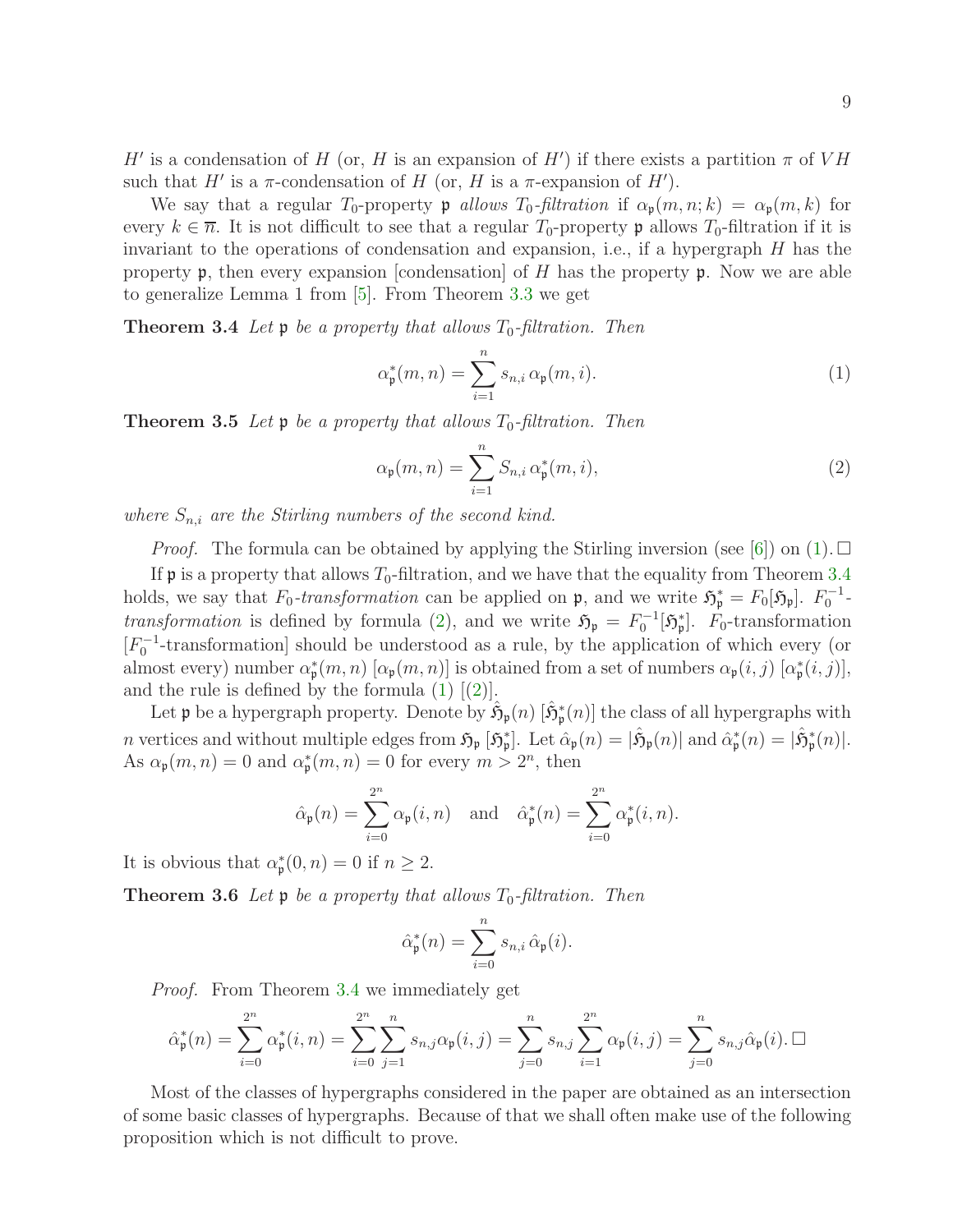$H'$ is a condensation of $H$ (or, $H$ is an expansion of $H'$) if there exists a partition $\pi$ of $VH$ such that $H'$ is a $\pi$-condensation of $H$ (or, $H$ is a $\pi$-expansion of $H'$).

We say that a regular $T_0$-property $\mathfrak{p}$ *allows $T_0$-filtration* if $\alpha_{\mathfrak{p}}(m, n; k) = \alpha_{\mathfrak{p}}(m, k)$ for every $k \in \overline{n}$. It is not difficult to see that a regular $T_0$-property $\mathfrak{p}$ allows $T_0$-filtration if it is invariant to the operations of condensation and expansion, i.e., if a hypergraph $H$ has the property $\mathfrak{p}$, then every expansion [condensation] of $H$ has the property $\mathfrak{p}$. Now we are able to generalize Lemma 1 from [5]. From Theorem 3.3 we get

**Theorem 3.4** *Let $\mathfrak{p}$ be a property that allows $T_0$-filtration. Then*

$$\alpha^*_{\mathfrak{p}}(m, n) = \sum_{i=1}^{n} s_{n,i}\, \alpha_{\mathfrak{p}}(m, i). \tag{1}$$

**Theorem 3.5** *Let $\mathfrak{p}$ be a property that allows $T_0$-filtration. Then*

$$\alpha_{\mathfrak{p}}(m, n) = \sum_{i=1}^{n} S_{n,i}\, \alpha^*_{\mathfrak{p}}(m, i), \tag{2}$$

*where $S_{n,i}$ are the Stirling numbers of the second kind.*

*Proof.* The formula can be obtained by applying the Stirling inversion (see [6]) on (1). □

If $\mathfrak{p}$ is a property that allows $T_0$-filtration, and we have that the equality from Theorem 3.4 holds, we say that *$F_0$-transformation* can be applied on $\mathfrak{p}$, and we write $\mathfrak{H}^*_{\mathfrak{p}} = F_0[\mathfrak{H}_{\mathfrak{p}}]$. *$F_0^{-1}$-transformation* is defined by formula (2), and we write $\mathfrak{H}_{\mathfrak{p}} = F_0^{-1}[\mathfrak{H}^*_{\mathfrak{p}}]$. $F_0$-transformation [$F_0^{-1}$-transformation] should be understood as a rule, by the application of which every (or almost every) number $\alpha^*_{\mathfrak{p}}(m, n)$ [$\alpha_{\mathfrak{p}}(m, n)$] is obtained from a set of numbers $\alpha_{\mathfrak{p}}(i, j)$ [$\alpha^*_{\mathfrak{p}}(i, j)$], and the rule is defined by the formula (1) [(2)].

Let $\mathfrak{p}$ be a hypergraph property. Denote by $\hat{\mathfrak{H}}_{\mathfrak{p}}(n)$ [$\hat{\mathfrak{H}}^*_{\mathfrak{p}}(n)$] the class of all hypergraphs with $n$ vertices and without multiple edges from $\mathfrak{H}_{\mathfrak{p}}$ [$\mathfrak{H}^*_{\mathfrak{p}}$]. Let $\hat{\alpha}_{\mathfrak{p}}(n) = |\hat{\mathfrak{H}}_{\mathfrak{p}}(n)|$ and $\hat{\alpha}^*_{\mathfrak{p}}(n) = |\hat{\mathfrak{H}}^*_{\mathfrak{p}}(n)|$. As $\alpha_{\mathfrak{p}}(m, n) = 0$ and $\alpha^*_{\mathfrak{p}}(m, n) = 0$ for every $m > 2^n$, then

$$\hat{\alpha}_{\mathfrak{p}}(n) = \sum_{i=0}^{2^n} \alpha_{\mathfrak{p}}(i, n) \quad \text{and} \quad \hat{\alpha}^*_{\mathfrak{p}}(n) = \sum_{i=0}^{2^n} \alpha^*_{\mathfrak{p}}(i, n).$$

It is obvious that $\alpha^*_{\mathfrak{p}}(0, n) = 0$ if $n \geq 2$.

**Theorem 3.6** *Let $\mathfrak{p}$ be a property that allows $T_0$-filtration. Then*

$$\hat{\alpha}^*_{\mathfrak{p}}(n) = \sum_{i=0}^{n} s_{n,i}\, \hat{\alpha}_{\mathfrak{p}}(i).$$

*Proof.* From Theorem 3.4 we immediately get

$$\hat{\alpha}^*_{\mathfrak{p}}(n) = \sum_{i=0}^{2^n} \alpha^*_{\mathfrak{p}}(i, n) = \sum_{i=0}^{2^n} \sum_{j=1}^{n} s_{n,j} \alpha_{\mathfrak{p}}(i, j) = \sum_{j=0}^{n} s_{n,j} \sum_{i=1}^{2^n} \alpha_{\mathfrak{p}}(i, j) = \sum_{j=0}^{n} s_{n,j} \hat{\alpha}_{\mathfrak{p}}(i). \; \square$$

Most of the classes of hypergraphs considered in the paper are obtained as an intersection of some basic classes of hypergraphs. Because of that we shall often make use of the following proposition which is not difficult to prove.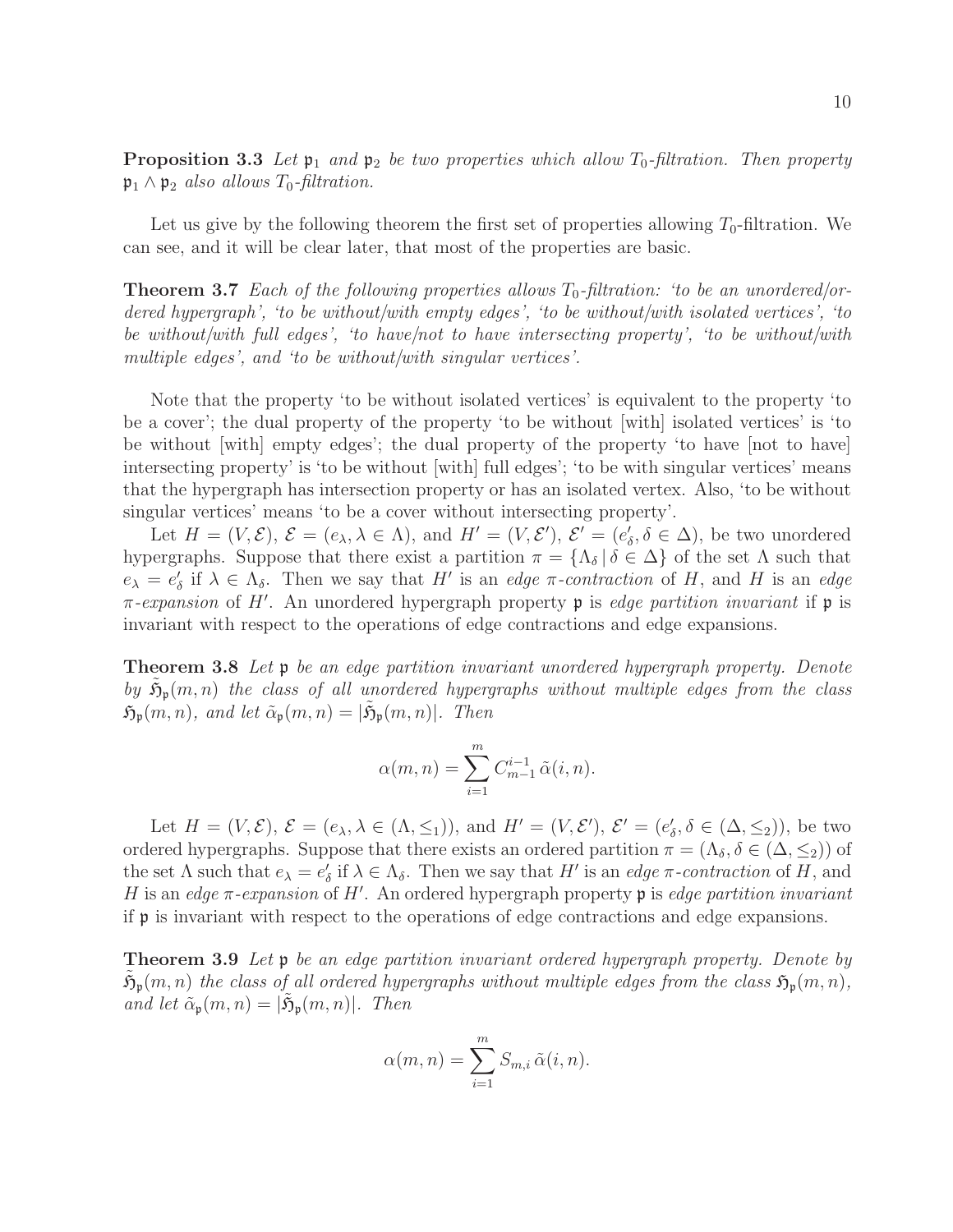**Proposition 3.3** *Let $\mathfrak{p}_1$ and $\mathfrak{p}_2$ be two properties which allow $T_0$-filtration. Then property $\mathfrak{p}_1 \wedge \mathfrak{p}_2$ also allows $T_0$-filtration.*

Let us give by the following theorem the first set of properties allowing $T_0$-filtration. We can see, and it will be clear later, that most of the properties are basic.

**Theorem 3.7** *Each of the following properties allows $T_0$-filtration: 'to be an unordered/ordered hypergraph', 'to be without/with empty edges', 'to be without/with isolated vertices', 'to be without/with full edges', 'to have/not to have intersecting property', 'to be without/with multiple edges', and 'to be without/with singular vertices'.*

Note that the property 'to be without isolated vertices' is equivalent to the property 'to be a cover'; the dual property of the property 'to be without [with] isolated vertices' is 'to be without [with] empty edges'; the dual property of the property 'to have [not to have] intersecting property' is 'to be without [with] full edges'; 'to be with singular vertices' means that the hypergraph has intersection property or has an isolated vertex. Also, 'to be without singular vertices' means 'to be a cover without intersecting property'.

Let $H = (V, \mathcal{E})$, $\mathcal{E} = (e_\lambda, \lambda \in \Lambda)$, and $H' = (V, \mathcal{E}')$, $\mathcal{E}' = (e'_\delta, \delta \in \Delta)$, be two unordered hypergraphs. Suppose that there exist a partition $\pi = \{\Lambda_\delta \,|\, \delta \in \Delta\}$ of the set $\Lambda$ such that $e_\lambda = e'_\delta$ if $\lambda \in \Lambda_\delta$. Then we say that $H'$ is an *edge $\pi$-contraction* of $H$, and $H$ is an *edge $\pi$-expansion* of $H'$. An unordered hypergraph property $\mathfrak{p}$ is *edge partition invariant* if $\mathfrak{p}$ is invariant with respect to the operations of edge contractions and edge expansions.

**Theorem 3.8** *Let $\mathfrak{p}$ be an edge partition invariant unordered hypergraph property. Denote by $\tilde{\mathfrak{H}}_\mathfrak{p}(m, n)$ the class of all unordered hypergraphs without multiple edges from the class $\mathfrak{H}_\mathfrak{p}(m, n)$, and let $\tilde{\alpha}_\mathfrak{p}(m, n) = |\tilde{\mathfrak{H}}_\mathfrak{p}(m, n)|$. Then*

$$\alpha(m, n) = \sum_{i=1}^{m} C_{m-1}^{i-1} \, \tilde{\alpha}(i, n).$$

Let $H = (V, \mathcal{E})$, $\mathcal{E} = (e_\lambda, \lambda \in (\Lambda, \leq_1))$, and $H' = (V, \mathcal{E}')$, $\mathcal{E}' = (e'_\delta, \delta \in (\Delta, \leq_2))$, be two ordered hypergraphs. Suppose that there exists an ordered partition $\pi = (\Lambda_\delta, \delta \in (\Delta, \leq_2))$ of the set $\Lambda$ such that $e_\lambda = e'_\delta$ if $\lambda \in \Lambda_\delta$. Then we say that $H'$ is an *edge $\pi$-contraction* of $H$, and $H$ is an *edge $\pi$-expansion* of $H'$. An ordered hypergraph property $\mathfrak{p}$ is *edge partition invariant* if $\mathfrak{p}$ is invariant with respect to the operations of edge contractions and edge expansions.

**Theorem 3.9** *Let $\mathfrak{p}$ be an edge partition invariant ordered hypergraph property. Denote by $\tilde{\vec{\mathfrak{H}}}_\mathfrak{p}(m, n)$ the class of all ordered hypergraphs without multiple edges from the class $\vec{\mathfrak{H}}_\mathfrak{p}(m, n)$, and let $\tilde{\alpha}_\mathfrak{p}(m, n) = |\tilde{\vec{\mathfrak{H}}}_\mathfrak{p}(m, n)|$. Then*

$$\alpha(m, n) = \sum_{i=1}^{m} S_{m,i} \, \tilde{\alpha}(i, n).$$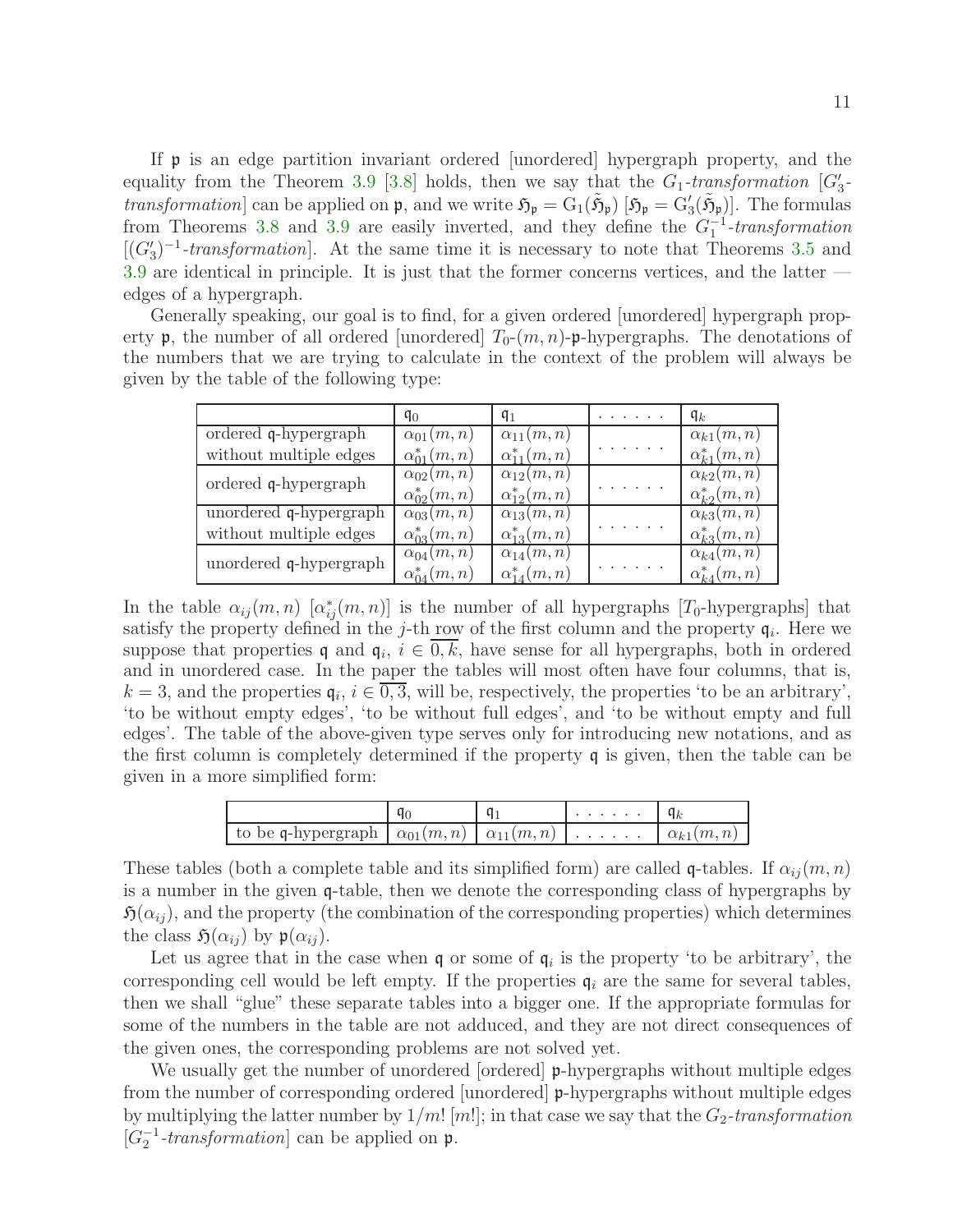If $\mathfrak{p}$ is an edge partition invariant ordered [unordered] hypergraph property, and the equality from the Theorem 3.9 [3.8] holds, then we say that the *$G_1$-transformation* [*$G_3'$-transformation*] can be applied on $\mathfrak{p}$, and we write $\mathfrak{H}_{\mathfrak{p}} = \mathrm{G}_1(\tilde{\mathfrak{H}}_{\mathfrak{p}})$ [$\mathfrak{H}_{\mathfrak{p}} = \mathrm{G}_3'(\tilde{\mathfrak{H}}_{\mathfrak{p}})$]. The formulas from Theorems 3.8 and 3.9 are easily inverted, and they define the *$G_1^{-1}$-transformation* [*$(G_3')^{-1}$-transformation*]. At the same time it is necessary to note that Theorems 3.5 and 3.9 are identical in principle. It is just that the former concerns vertices, and the latter — edges of a hypergraph.

Generally speaking, our goal is to find, for a given ordered [unordered] hypergraph property $\mathfrak{p}$, the number of all ordered [unordered] $T_0$-$(m,n)$-$\mathfrak{p}$-hypergraphs. The denotations of the numbers that we are trying to calculate in the context of the problem will always be given by the table of the following type:

| | $\mathfrak{q}_0$ | $\mathfrak{q}_1$ | ...... | $\mathfrak{q}_k$ |
|---|---|---|---|---|
| ordered $\mathfrak{q}$-hypergraph without multiple edges | $\alpha_{01}(m,n)$ <br> $\alpha_{01}^*(m,n)$ | $\alpha_{11}(m,n)$ <br> $\alpha_{11}^*(m,n)$ | ...... | $\alpha_{k1}(m,n)$ <br> $\alpha_{k1}^*(m,n)$ |
| ordered $\mathfrak{q}$-hypergraph | $\alpha_{02}(m,n)$ <br> $\alpha_{02}^*(m,n)$ | $\alpha_{12}(m,n)$ <br> $\alpha_{12}^*(m,n)$ | ...... | $\alpha_{k2}(m,n)$ <br> $\alpha_{k2}^*(m,n)$ |
| unordered $\mathfrak{q}$-hypergraph without multiple edges | $\alpha_{03}(m,n)$ <br> $\alpha_{03}^*(m,n)$ | $\alpha_{13}(m,n)$ <br> $\alpha_{13}^*(m,n)$ | ...... | $\alpha_{k3}(m,n)$ <br> $\alpha_{k3}^*(m,n)$ |
| unordered $\mathfrak{q}$-hypergraph | $\alpha_{04}(m,n)$ <br> $\alpha_{04}^*(m,n)$ | $\alpha_{14}(m,n)$ <br> $\alpha_{14}^*(m,n)$ | ...... | $\alpha_{k4}(m,n)$ <br> $\alpha_{k4}^*(m,n)$ |

In the table $\alpha_{ij}(m,n)$ [$\alpha_{ij}^*(m,n)$] is the number of all hypergraphs [$T_0$-hypergraphs] that satisfy the property defined in the $j$-th row of the first column and the property $\mathfrak{q}_i$. Here we suppose that properties $\mathfrak{q}$ and $\mathfrak{q}_i$, $i \in \overline{0,k}$, have sense for all hypergraphs, both in ordered and in unordered case. In the paper the tables will most often have four columns, that is, $k=3$, and the properties $\mathfrak{q}_i$, $i \in \overline{0,3}$, will be, respectively, the properties 'to be an arbitrary', 'to be without empty edges', 'to be without full edges', and 'to be without empty and full edges'. The table of the above-given type serves only for introducing new notations, and as the first column is completely determined if the property $\mathfrak{q}$ is given, then the table can be given in a more simplified form:

| | $\mathfrak{q}_0$ | $\mathfrak{q}_1$ | ...... | $\mathfrak{q}_k$ |
|---|---|---|---|---|
| to be $\mathfrak{q}$-hypergraph | $\alpha_{01}(m,n)$ | $\alpha_{11}(m,n)$ | ...... | $\alpha_{k1}(m,n)$ |

These tables (both a complete table and its simplified form) are called $\mathfrak{q}$-tables. If $\alpha_{ij}(m,n)$ is a number in the given $\mathfrak{q}$-table, then we denote the corresponding class of hypergraphs by $\mathfrak{H}(\alpha_{ij})$, and the property (the combination of the corresponding properties) which determines the class $\mathfrak{H}(\alpha_{ij})$ by $\mathfrak{p}(\alpha_{ij})$.

Let us agree that in the case when $\mathfrak{q}$ or some of $\mathfrak{q}_i$ is the property 'to be arbitrary', the corresponding cell would be left empty. If the properties $\mathfrak{q}_i$ are the same for several tables, then we shall "glue" these separate tables into a bigger one. If the appropriate formulas for some of the numbers in the table are not adduced, and they are not direct consequences of the given ones, the corresponding problems are not solved yet.

We usually get the number of unordered [ordered] $\mathfrak{p}$-hypergraphs without multiple edges from the number of corresponding ordered [unordered] $\mathfrak{p}$-hypergraphs without multiple edges by multiplying the latter number by $1/m!$ [$m!$]; in that case we say that the *$G_2$-transformation* [*$G_2^{-1}$-transformation*] can be applied on $\mathfrak{p}$.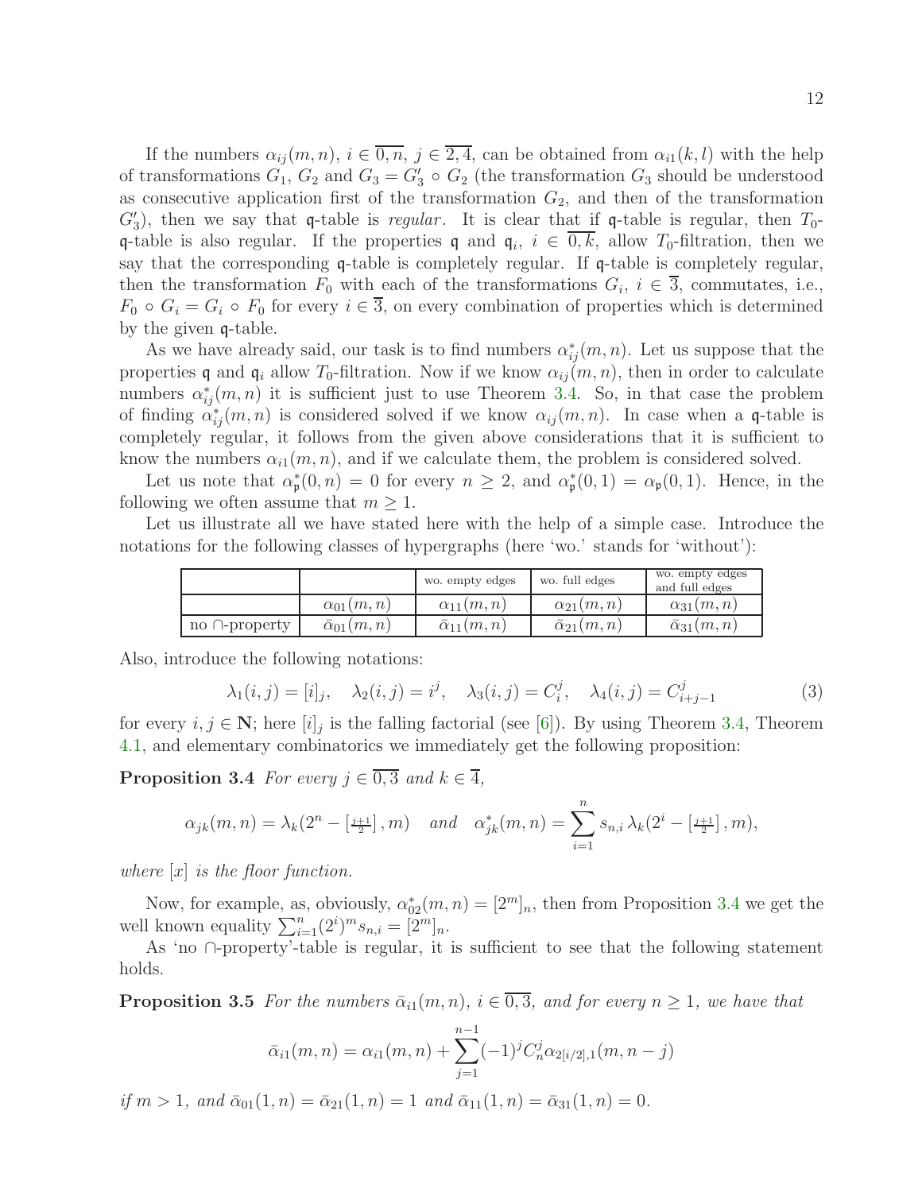If the numbers $\alpha_{ij}(m,n)$, $i \in \overline{0,n}$, $j \in \overline{2,4}$, can be obtained from $\alpha_{i1}(k,l)$ with the help of transformations $G_1$, $G_2$ and $G_3 = G'_3 \circ G_2$ (the transformation $G_3$ should be understood as consecutive application first of the transformation $G_2$, and then of the transformation $G'_3$), then we say that $\mathfrak{q}$-table is *regular*. It is clear that if $\mathfrak{q}$-table is regular, then $T_0$-$\mathfrak{q}$-table is also regular. If the properties $\mathfrak{q}$ and $\mathfrak{q}_i$, $i \in \overline{0,k}$, allow $T_0$-filtration, then we say that the corresponding $\mathfrak{q}$-table is completely regular. If $\mathfrak{q}$-table is completely regular, then the transformation $F_0$ with each of the transformations $G_i$, $i \in \overline{3}$, commutates, i.e., $F_0 \circ G_i = G_i \circ F_0$ for every $i \in \overline{3}$, on every combination of properties which is determined by the given $\mathfrak{q}$-table.

As we have already said, our task is to find numbers $\alpha^*_{ij}(m,n)$. Let us suppose that the properties $\mathfrak{q}$ and $\mathfrak{q}_i$ allow $T_0$-filtration. Now if we know $\alpha_{ij}(m,n)$, then in order to calculate numbers $\alpha^*_{ij}(m,n)$ it is sufficient just to use Theorem 3.4. So, in that case the problem of finding $\alpha^*_{ij}(m,n)$ is considered solved if we know $\alpha_{ij}(m,n)$. In case when a $\mathfrak{q}$-table is completely regular, it follows from the given above considerations that it is sufficient to know the numbers $\alpha_{i1}(m,n)$, and if we calculate them, the problem is considered solved.

Let us note that $\alpha^*_{\mathfrak{p}}(0,n) = 0$ for every $n \geq 2$, and $\alpha^*_{\mathfrak{p}}(0,1) = \alpha_{\mathfrak{p}}(0,1)$. Hence, in the following we often assume that $m \geq 1$.

Let us illustrate all we have stated here with the help of a simple case. Introduce the notations for the following classes of hypergraphs (here 'wo.' stands for 'without'):

| | | wo. empty edges | wo. full edges | wo. empty edges and full edges |
|---|---|---|---|---|
| | $\alpha_{01}(m,n)$ | $\alpha_{11}(m,n)$ | $\alpha_{21}(m,n)$ | $\alpha_{31}(m,n)$ |
| no $\cap$-property | $\bar{\alpha}_{01}(m,n)$ | $\bar{\alpha}_{11}(m,n)$ | $\bar{\alpha}_{21}(m,n)$ | $\bar{\alpha}_{31}(m,n)$ |

Also, introduce the following notations:

$$\lambda_1(i,j) = [i]_j, \quad \lambda_2(i,j) = i^j, \quad \lambda_3(i,j) = C_i^j, \quad \lambda_4(i,j) = C_{i+j-1}^j \tag{3}$$

for every $i, j \in \mathbf{N}$; here $[i]_j$ is the falling factorial (see [6]). By using Theorem 3.4, Theorem 4.1, and elementary combinatorics we immediately get the following proposition:

**Proposition 3.4** *For every $j \in \overline{0,3}$ and $k \in \overline{4}$,*

$$\alpha_{jk}(m,n) = \lambda_k(2^n - \left[\tfrac{j+1}{2}\right], m) \quad \text{and} \quad \alpha^*_{jk}(m,n) = \sum_{i=1}^{n} s_{n,i}\, \lambda_k(2^i - \left[\tfrac{j+1}{2}\right], m),$$

*where $[x]$ is the floor function.*

Now, for example, as, obviously, $\alpha^*_{02}(m,n) = [2^m]_n$, then from Proposition 3.4 we get the well known equality $\sum_{i=1}^{n} (2^i)^m s_{n,i} = [2^m]_n$.

As 'no $\cap$-property'-table is regular, it is sufficient to see that the following statement holds.

**Proposition 3.5** *For the numbers $\bar{\alpha}_{i1}(m,n)$, $i \in \overline{0,3}$, and for every $n \geq 1$, we have that*

$$\bar{\alpha}_{i1}(m,n) = \alpha_{i1}(m,n) + \sum_{j=1}^{n-1} (-1)^j C_n^j \alpha_{2[i/2],1}(m, n-j)$$

*if $m > 1$, and $\bar{\alpha}_{01}(1,n) = \bar{\alpha}_{21}(1,n) = 1$ and $\bar{\alpha}_{11}(1,n) = \bar{\alpha}_{31}(1,n) = 0$.*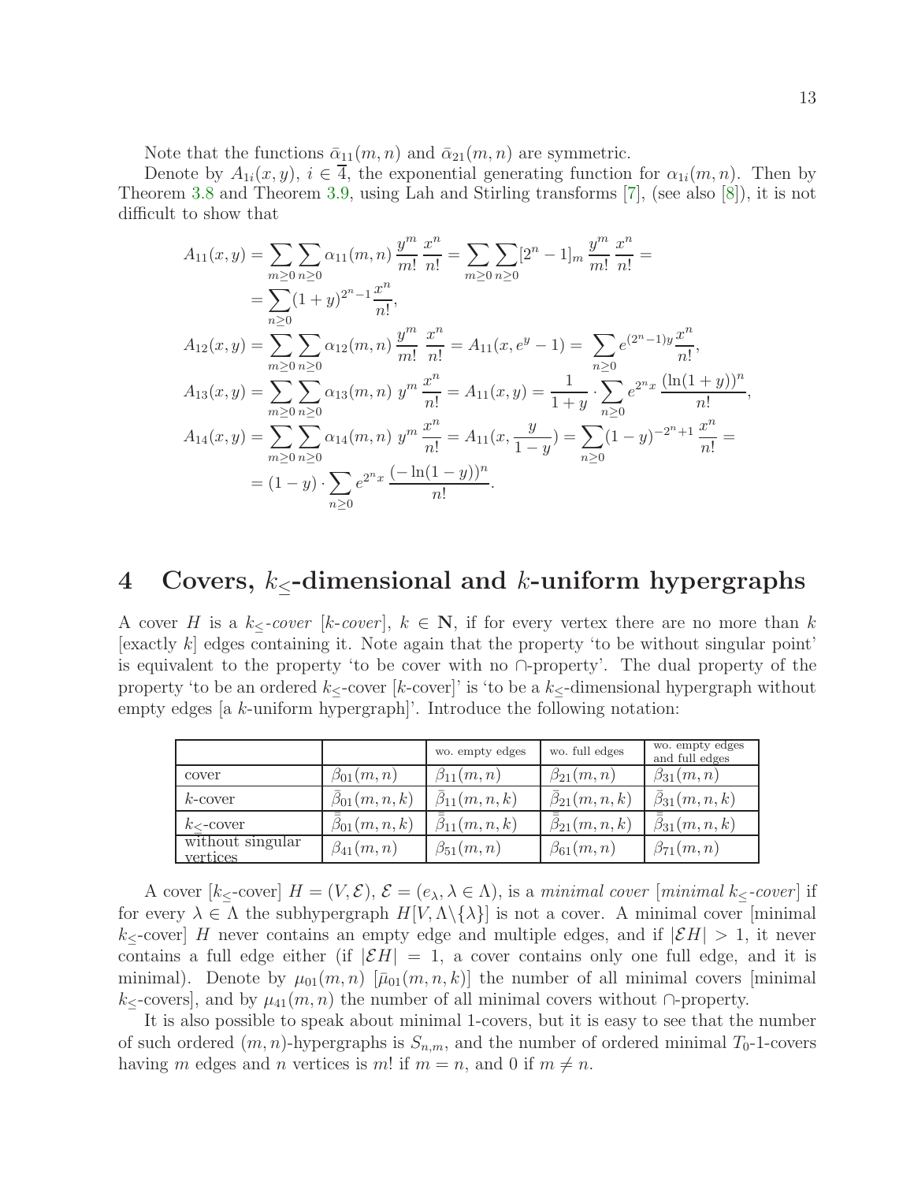Note that the functions $\bar{\alpha}_{11}(m,n)$ and $\bar{\alpha}_{21}(m,n)$ are symmetric.

Denote by $A_{1i}(x,y)$, $i \in \overline{4}$, the exponential generating function for $\alpha_{1i}(m,n)$. Then by Theorem 3.8 and Theorem 3.9, using Lah and Stirling transforms [7], (see also [8]), it is not difficult to show that

$$
\begin{aligned}
A_{11}(x,y) &= \sum_{m\geq 0}\sum_{n\geq 0}\alpha_{11}(m,n)\,\frac{y^m}{m!}\,\frac{x^n}{n!} = \sum_{m\geq 0}\sum_{n\geq 0}[2^n-1]_m\,\frac{y^m}{m!}\,\frac{x^n}{n!} = \\
&= \sum_{n\geq 0}(1+y)^{2^n-1}\frac{x^n}{n!}, \\
A_{12}(x,y) &= \sum_{m\geq 0}\sum_{n\geq 0}\alpha_{12}(m,n)\,\frac{y^m}{m!}\,\frac{x^n}{n!} = A_{11}(x,e^y-1) = \sum_{n\geq 0}e^{(2^n-1)y}\frac{x^n}{n!}, \\
A_{13}(x,y) &= \sum_{m\geq 0}\sum_{n\geq 0}\alpha_{13}(m,n)\,y^m\,\frac{x^n}{n!} = A_{11}(x,y) = \frac{1}{1+y}\cdot\sum_{n\geq 0}e^{2^n x}\,\frac{(\ln(1+y))^n}{n!}, \\
A_{14}(x,y) &= \sum_{m\geq 0}\sum_{n\geq 0}\alpha_{14}(m,n)\,y^m\,\frac{x^n}{n!} = A_{11}(x,\frac{y}{1-y}) = \sum_{n\geq 0}(1-y)^{-2^n+1}\,\frac{x^n}{n!} = \\
&= (1-y)\cdot\sum_{n\geq 0}e^{2^n x}\,\frac{(-\ln(1-y))^n}{n!}.
\end{aligned}
$$

# 4 Covers, $k_{\leq}$-dimensional and $k$-uniform hypergraphs

A cover $H$ is a *$k_{\leq}$-cover* [*$k$-cover*], $k \in \mathbf{N}$, if for every vertex there are no more than $k$ [exactly $k$] edges containing it. Note again that the property 'to be without singular point' is equivalent to the property 'to be cover with no $\cap$-property'. The dual property of the property 'to be an ordered $k_{\leq}$-cover [$k$-cover]' is 'to be a $k_{\leq}$-dimensional hypergraph without empty edges [a $k$-uniform hypergraph]'. Introduce the following notation:

| | | wo. empty edges | wo. full edges | wo. empty edges and full edges |
|---|---|---|---|---|
| cover | $\beta_{01}(m,n)$ | $\beta_{11}(m,n)$ | $\beta_{21}(m,n)$ | $\beta_{31}(m,n)$ |
| $k$-cover | $\bar{\beta}_{01}(m,n,k)$ | $\bar{\beta}_{11}(m,n,k)$ | $\bar{\beta}_{21}(m,n,k)$ | $\bar{\beta}_{31}(m,n,k)$ |
| $k_{\leq}$-cover | $\bar{\bar{\beta}}_{01}(m,n,k)$ | $\bar{\bar{\beta}}_{11}(m,n,k)$ | $\bar{\bar{\beta}}_{21}(m,n,k)$ | $\bar{\bar{\beta}}_{31}(m,n,k)$ |
| without singular vertices | $\beta_{41}(m,n)$ | $\beta_{51}(m,n)$ | $\beta_{61}(m,n)$ | $\beta_{71}(m,n)$ |

A cover [$k_{\leq}$-cover] $H = (V,\mathcal{E})$, $\mathcal{E} = (e_\lambda, \lambda \in \Lambda)$, is a *minimal cover* [*minimal $k_{\leq}$-cover*] if for every $\lambda \in \Lambda$ the subhypergraph $H[V, \Lambda\backslash\{\lambda\}]$ is not a cover. A minimal cover [minimal $k_{\leq}$-cover] $H$ never contains an empty edge and multiple edges, and if $|\mathcal{E}H| > 1$, it never contains a full edge either (if $|\mathcal{E}H| = 1$, a cover contains only one full edge, and it is minimal). Denote by $\mu_{01}(m,n)$ [$\bar{\mu}_{01}(m,n,k)$] the number of all minimal covers [minimal $k_{\leq}$-covers], and by $\mu_{41}(m,n)$ the number of all minimal covers without $\cap$-property.

It is also possible to speak about minimal 1-covers, but it is easy to see that the number of such ordered $(m,n)$-hypergraphs is $S_{n,m}$, and the number of ordered minimal $T_0$-1-covers having $m$ edges and $n$ vertices is $m!$ if $m = n$, and 0 if $m \neq n$.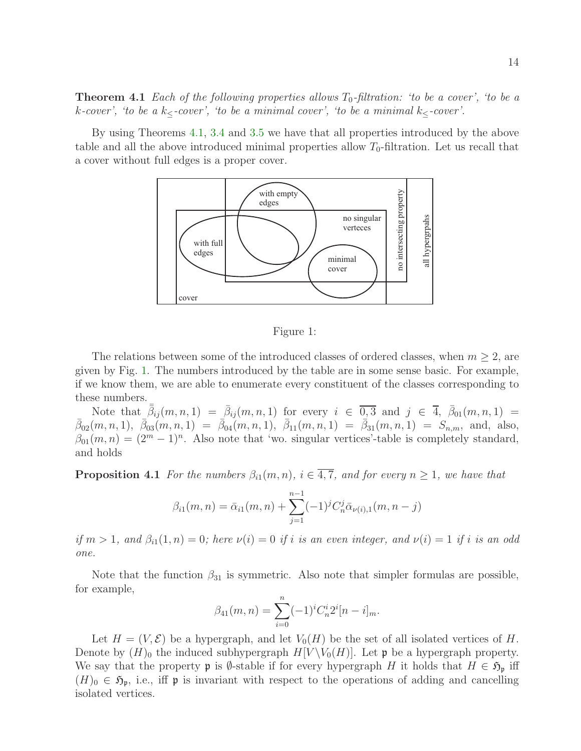**Theorem 4.1** *Each of the following properties allows $T_0$-filtration: 'to be a cover', 'to be a $k$-cover', 'to be a $k_{\leq}$-cover', 'to be a minimal cover', 'to be a minimal $k_{\leq}$-cover'.*

By using Theorems 4.1, 3.4 and 3.5 we have that all properties introduced by the above table and all the above introduced minimal properties allow $T_0$-filtration. Let us recall that a cover without full edges is a proper cover.

Figure 1:

The relations between some of the introduced classes of ordered classes, when $m \geq 2$, are given by Fig. 1. The numbers introduced by the table are in some sense basic. For example, if we know them, we are able to enumerate every constituent of the classes corresponding to these numbers.

Note that $\bar{\bar{\beta}}_{ij}(m,n,1) = \bar{\beta}_{ij}(m,n,1)$ for every $i \in \overline{0,3}$ and $j \in \overline{4}$, $\bar{\beta}_{01}(m,n,1) = \bar{\beta}_{02}(m,n,1)$, $\bar{\beta}_{03}(m,n,1) = \bar{\beta}_{04}(m,n,1)$, $\bar{\beta}_{11}(m,n,1) = \bar{\beta}_{31}(m,n,1) = S_{n,m}$, and, also, $\beta_{01}(m,n) = (2^m-1)^n$. Also note that 'wo. singular vertices'-table is completely standard, and holds

**Proposition 4.1** *For the numbers $\beta_{i1}(m,n)$, $i \in \overline{4,7}$, and for every $n \geq 1$, we have that*

$$\beta_{i1}(m,n) = \bar{\alpha}_{i1}(m,n) + \sum_{j=1}^{n-1} (-1)^j C_n^j \bar{\alpha}_{\nu(i),1}(m,n-j)$$

*if $m > 1$, and $\beta_{i1}(1,n) = 0$; here $\nu(i) = 0$ if $i$ is an even integer, and $\nu(i) = 1$ if $i$ is an odd one.*

Note that the function $\beta_{31}$ is symmetric. Also note that simpler formulas are possible, for example,

$$\beta_{41}(m,n) = \sum_{i=0}^{n} (-1)^i C_n^i 2^i [n-i]_m.$$

Let $H = (V, \mathcal{E})$ be a hypergraph, and let $V_0(H)$ be the set of all isolated vertices of $H$. Denote by $(H)_0$ the induced subhypergraph $H[V \backslash V_0(H)]$. Let $\mathfrak{p}$ be a hypergraph property. We say that the property $\mathfrak{p}$ is $\emptyset$-stable if for every hypergraph $H$ it holds that $H \in \mathfrak{H}_{\mathfrak{p}}$ iff $(H)_0 \in \mathfrak{H}_{\mathfrak{p}}$, i.e., iff $\mathfrak{p}$ is invariant with respect to the operations of adding and cancelling isolated vertices.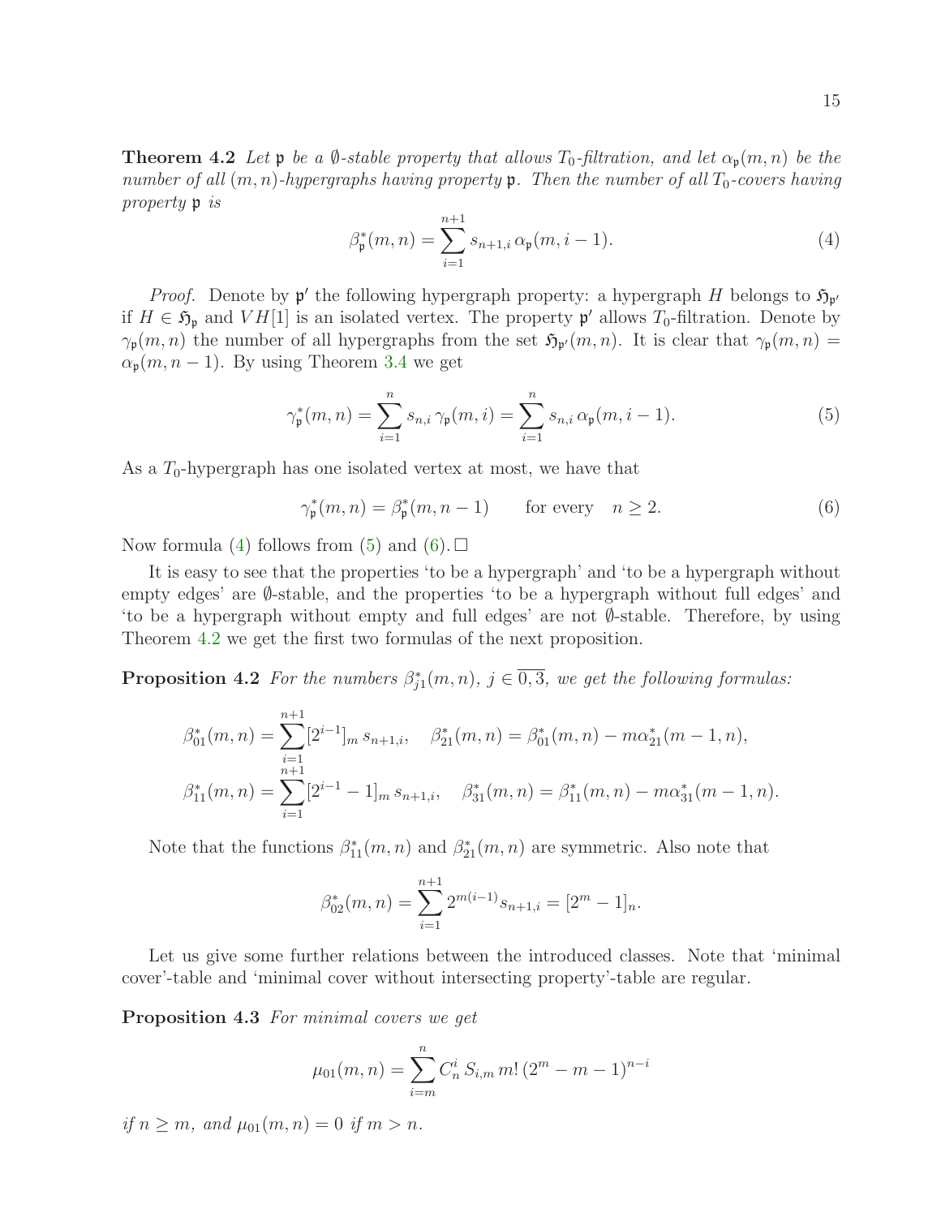**Theorem 4.2** *Let $\mathfrak{p}$ be a $\emptyset$-stable property that allows $T_0$-filtration, and let $\alpha_{\mathfrak{p}}(m,n)$ be the number of all $(m,n)$-hypergraphs having property $\mathfrak{p}$. Then the number of all $T_0$-covers having property $\mathfrak{p}$ is*

$$\beta^*_{\mathfrak{p}}(m,n) = \sum_{i=1}^{n+1} s_{n+1,i}\, \alpha_{\mathfrak{p}}(m, i-1). \tag{4}$$

*Proof.* Denote by $\mathfrak{p}'$ the following hypergraph property: a hypergraph $H$ belongs to $\mathfrak{H}_{\mathfrak{p}'}$ if $H \in \mathfrak{H}_{\mathfrak{p}}$ and $VH[1]$ is an isolated vertex. The property $\mathfrak{p}'$ allows $T_0$-filtration. Denote by $\gamma_{\mathfrak{p}}(m,n)$ the number of all hypergraphs from the set $\mathfrak{H}_{\mathfrak{p}'}(m,n)$. It is clear that $\gamma_{\mathfrak{p}}(m,n) = \alpha_{\mathfrak{p}}(m, n-1)$. By using Theorem 3.4 we get

$$\gamma^*_{\mathfrak{p}}(m,n) = \sum_{i=1}^{n} s_{n,i}\, \gamma_{\mathfrak{p}}(m,i) = \sum_{i=1}^{n} s_{n,i}\, \alpha_{\mathfrak{p}}(m, i-1). \tag{5}$$

As a $T_0$-hypergraph has one isolated vertex at most, we have that

$$\gamma^*_{\mathfrak{p}}(m,n) = \beta^*_{\mathfrak{p}}(m, n-1) \qquad \text{for every} \quad n \geq 2. \tag{6}$$

Now formula (4) follows from (5) and (6). □

It is easy to see that the properties 'to be a hypergraph' and 'to be a hypergraph without empty edges' are $\emptyset$-stable, and the properties 'to be a hypergraph without full edges' and 'to be a hypergraph without empty and full edges' are not $\emptyset$-stable. Therefore, by using Theorem 4.2 we get the first two formulas of the next proposition.

**Proposition 4.2** *For the numbers $\beta^*_{j1}(m,n)$, $j \in \overline{0,3}$, we get the following formulas:*

$$\beta^*_{01}(m,n) = \sum_{i=1}^{n+1} [2^{i-1}]_m\, s_{n+1,i}, \quad \beta^*_{21}(m,n) = \beta^*_{01}(m,n) - m\alpha^*_{21}(m-1,n),$$
$$\beta^*_{11}(m,n) = \sum_{i=1}^{n+1} [2^{i-1}-1]_m\, s_{n+1,i}, \quad \beta^*_{31}(m,n) = \beta^*_{11}(m,n) - m\alpha^*_{31}(m-1,n).$$

Note that the functions $\beta^*_{11}(m,n)$ and $\beta^*_{21}(m,n)$ are symmetric. Also note that

$$\beta^*_{02}(m,n) = \sum_{i=1}^{n+1} 2^{m(i-1)} s_{n+1,i} = [2^m - 1]_n.$$

Let us give some further relations between the introduced classes. Note that 'minimal cover'-table and 'minimal cover without intersecting property'-table are regular.

**Proposition 4.3** *For minimal covers we get*

$$\mu_{01}(m,n) = \sum_{i=m}^{n} C_n^i\, S_{i,m}\, m!\, (2^m - m - 1)^{n-i}$$

*if $n \geq m$, and $\mu_{01}(m,n) = 0$ if $m > n$.*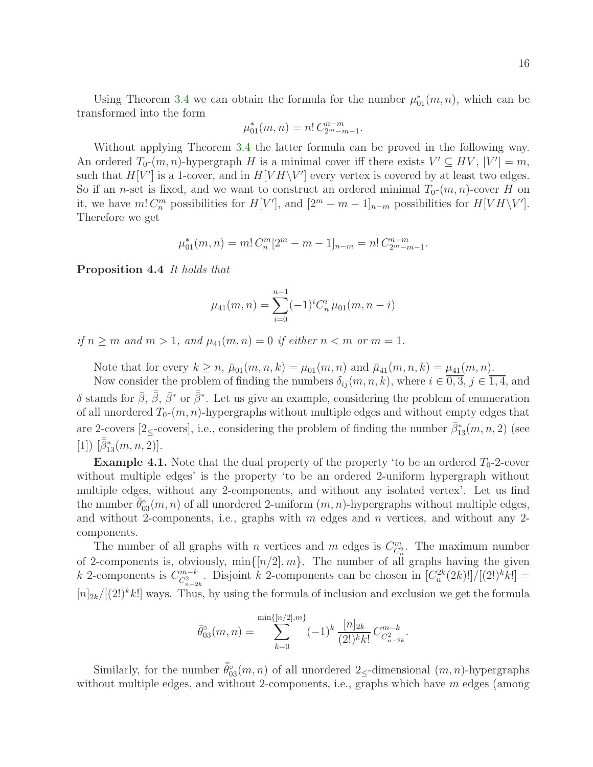Using Theorem 3.4 we can obtain the formula for the number $\mu^*_{01}(m,n)$, which can be transformed into the form

$$\mu^*_{01}(m,n) = n!\, C^{n-m}_{2^m-m-1}.$$

Without applying Theorem 3.4 the latter formula can be proved in the following way. An ordered $T_0$-$(m,n)$-hypergraph $H$ is a minimal cover iff there exists $V' \subseteq HV$, $|V'| = m$, such that $H[V']$ is a 1-cover, and in $H[VH \backslash V']$ every vertex is covered by at least two edges. So if an $n$-set is fixed, and we want to construct an ordered minimal $T_0$-$(m,n)$-cover $H$ on it, we have $m!\, C^m_n$ possibilities for $H[V']$, and $[2^m - m - 1]_{n-m}$ possibilities for $H[VH \backslash V']$. Therefore we get

$$\mu^*_{01}(m,n) = m!\, C^m_n [2^m - m - 1]_{n-m} = n!\, C^{n-m}_{2^m-m-1}.$$

**Proposition 4.4** *It holds that*

$$\mu_{41}(m,n) = \sum_{i=0}^{n-1} (-1)^i C^i_n\, \mu_{01}(m, n-i)$$

*if $n \geq m$ and $m > 1$, and $\mu_{41}(m,n) = 0$ if either $n < m$ or $m = 1$.*

Note that for every $k \geq n$, $\bar{\mu}_{01}(m,n,k) = \mu_{01}(m,n)$ and $\bar{\mu}_{41}(m,n,k) = \mu_{41}(m,n)$.

Now consider the problem of finding the numbers $\delta_{ij}(m,n,k)$, where $i \in \overline{0,3}$, $j \in \overline{1,4}$, and $\delta$ stands for $\bar{\beta}$, $\bar{\bar{\beta}}$, $\bar{\beta}^*$ or $\bar{\bar{\beta}}^*$. Let us give an example, considering the problem of enumeration of all unordered $T_0$-$(m,n)$-hypergraphs without multiple edges and without empty edges that are 2-covers [$2_\leq$-covers], i.e., considering the problem of finding the number $\bar{\beta}^*_{13}(m,n,2)$ (see [1]) [$\bar{\bar{\beta}}^*_{13}(m,n,2)$].

**Example 4.1.** Note that the dual property of the property 'to be an ordered $T_0$-2-cover without multiple edges' is the property 'to be an ordered 2-uniform hypergraph without multiple edges, without any 2-components, and without any isolated vertex'. Let us find the number $\bar{\theta}^\circ_{03}(m,n)$ of all unordered 2-uniform $(m,n)$-hypergraphs without multiple edges, and without 2-components, i.e., graphs with $m$ edges and $n$ vertices, and without any 2-components.

The number of all graphs with $n$ vertices and $m$ edges is $C^m_{C^2_n}$. The maximum number of 2-components is, obviously, $\min\{[n/2], m\}$. The number of all graphs having the given $k$ 2-components is $C^{m-k}_{C^2_{n-2k}}$. Disjoint $k$ 2-components can be chosen in $[C^{2k}_n (2k)!]/[(2!)^k k!] = [n]_{2k}/[(2!)^k k!]$ ways. Thus, by using the formula of inclusion and exclusion we get the formula

$$\bar{\theta}^\circ_{03}(m,n) = \sum_{k=0}^{\min\{[n/2],m\}} (-1)^k \frac{[n]_{2k}}{(2!)^k k!}\, C^{m-k}_{C^2_{n-2k}}.$$

Similarly, for the number $\bar{\bar{\theta}}^\circ_{03}(m,n)$ of all unordered $2_\leq$-dimensional $(m,n)$-hypergraphs without multiple edges, and without 2-components, i.e., graphs which have $m$ edges (among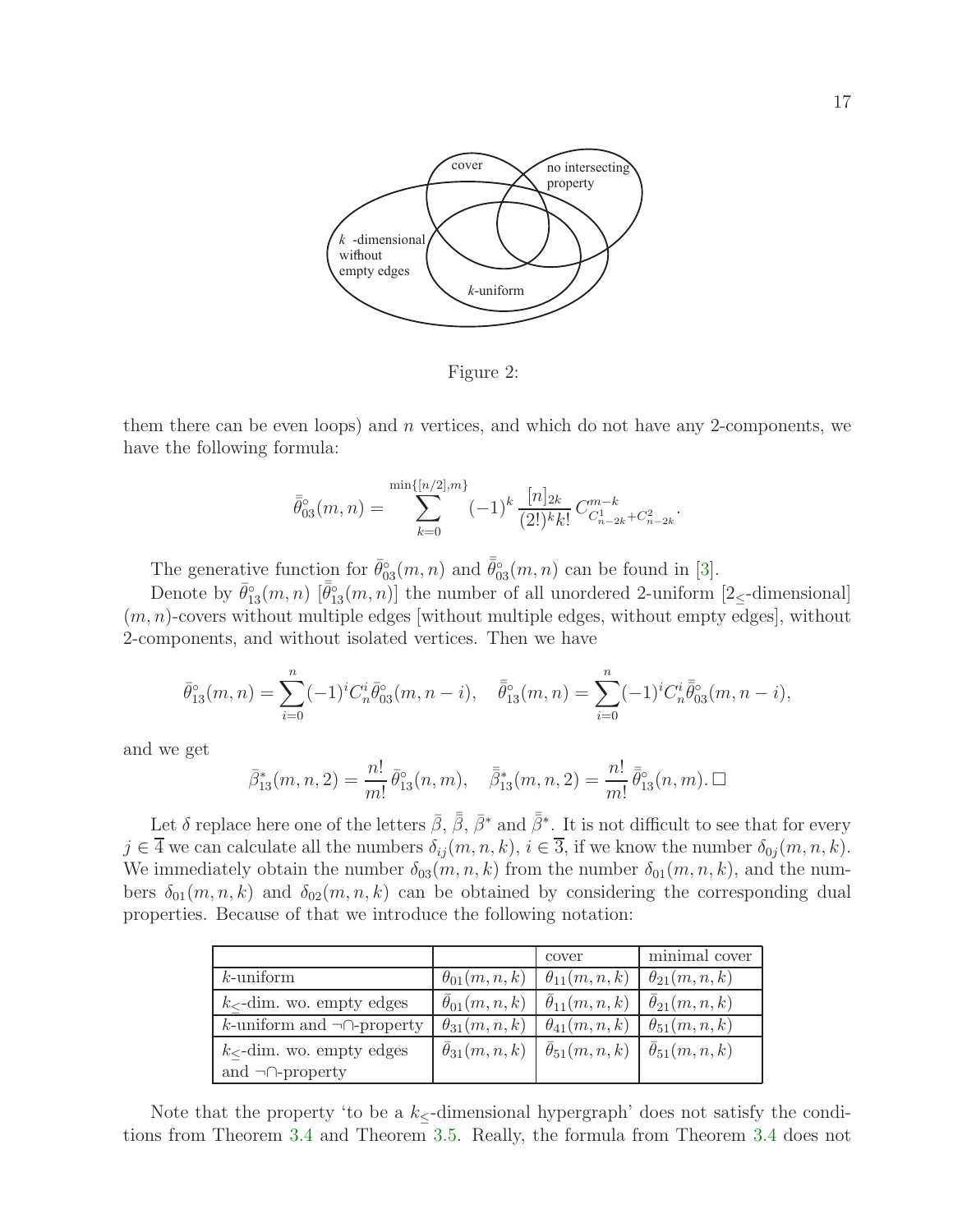Figure 2:

them there can be even loops) and $n$ vertices, and which do not have any 2-components, we have the following formula:

$$\bar{\bar{\theta}}^{\circ}_{03}(m,n) = \sum_{k=0}^{\min\{[n/2],m\}} (-1)^k \frac{[n]_{2k}}{(2!)^k k!} C^{m-k}_{C^1_{n-2k}+C^2_{n-2k}}.$$

The generative function for $\bar{\theta}^{\circ}_{03}(m,n)$ and $\bar{\bar{\theta}}^{\circ}_{03}(m,n)$ can be found in [3].

Denote by $\bar{\theta}^{\circ}_{13}(m,n)$ $[\bar{\bar{\theta}}^{\circ}_{13}(m,n)]$ the number of all unordered 2-uniform [$2_{\leq}$-dimensional] $(m,n)$-covers without multiple edges [without multiple edges, without empty edges], without 2-components, and without isolated vertices. Then we have

$$\bar{\theta}^{\circ}_{13}(m,n) = \sum_{i=0}^{n} (-1)^i C^i_n \bar{\theta}^{\circ}_{03}(m,n-i), \quad \bar{\bar{\theta}}^{\circ}_{13}(m,n) = \sum_{i=0}^{n} (-1)^i C^i_n \bar{\bar{\theta}}^{\circ}_{03}(m,n-i),$$

and we get

$$\bar{\beta}^{*}_{13}(m,n,2) = \frac{n!}{m!}\,\bar{\theta}^{\circ}_{13}(n,m), \quad \bar{\bar{\beta}}^{*}_{13}(m,n,2) = \frac{n!}{m!}\,\bar{\bar{\theta}}^{\circ}_{13}(n,m). \,\square$$

Let $\delta$ replace here one of the letters $\bar{\beta}$, $\bar{\bar{\beta}}$, $\bar{\beta}^*$ and $\bar{\bar{\beta}}^*$. It is not difficult to see that for every $j \in \overline{4}$ we can calculate all the numbers $\delta_{ij}(m,n,k)$, $i \in \overline{3}$, if we know the number $\delta_{0j}(m,n,k)$. We immediately obtain the number $\delta_{03}(m,n,k)$ from the number $\delta_{01}(m,n,k)$, and the numbers $\delta_{01}(m,n,k)$ and $\delta_{02}(m,n,k)$ can be obtained by considering the corresponding dual properties. Because of that we introduce the following notation:

| | | cover | minimal cover |
|---|---|---|---|
| $k$-uniform | $\theta_{01}(m,n,k)$ | $\theta_{11}(m,n,k)$ | $\theta_{21}(m,n,k)$ |
| $k_{\leq}$-dim. wo. empty edges | $\bar{\theta}_{01}(m,n,k)$ | $\bar{\theta}_{11}(m,n,k)$ | $\bar{\theta}_{21}(m,n,k)$ |
| $k$-uniform and $\neg\cap$-property | $\theta_{31}(m,n,k)$ | $\theta_{41}(m,n,k)$ | $\theta_{51}(m,n,k)$ |
| $k_{\leq}$-dim. wo. empty edges and $\neg\cap$-property | $\bar{\theta}_{31}(m,n,k)$ | $\bar{\theta}_{51}(m,n,k)$ | $\bar{\theta}_{51}(m,n,k)$ |

Note that the property 'to be a $k_{\leq}$-dimensional hypergraph' does not satisfy the conditions from Theorem 3.4 and Theorem 3.5. Really, the formula from Theorem 3.4 does not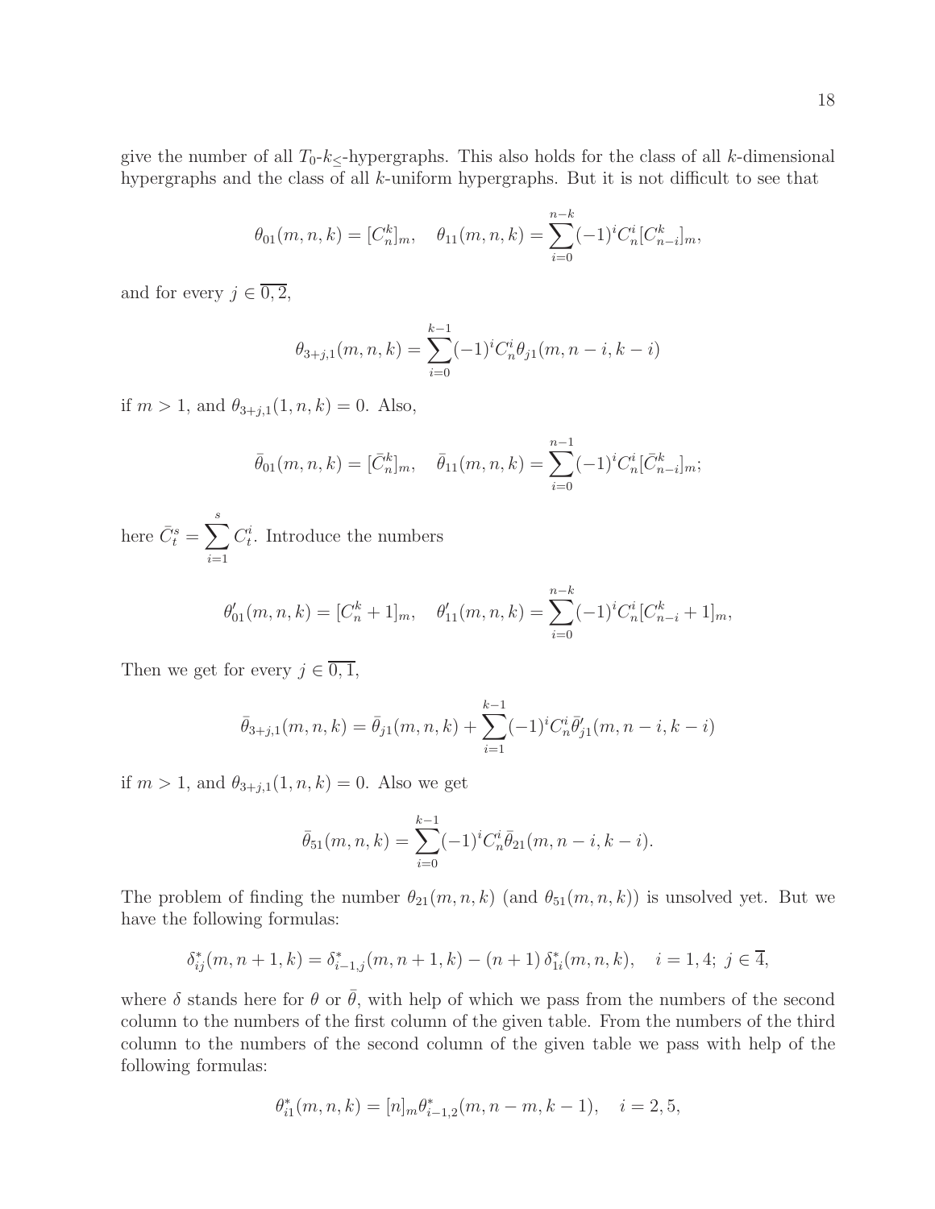give the number of all $T_0$-$k_{\leq}$-hypergraphs. This also holds for the class of all $k$-dimensional hypergraphs and the class of all $k$-uniform hypergraphs. But it is not difficult to see that

$$\theta_{01}(m,n,k) = [C_n^k]_m, \quad \theta_{11}(m,n,k) = \sum_{i=0}^{n-k} (-1)^i C_n^i [C_{n-i}^k]_m,$$

and for every $j \in \overline{0,2}$,

$$\theta_{3+j,1}(m,n,k) = \sum_{i=0}^{k-1} (-1)^i C_n^i \theta_{j1}(m,n-i,k-i)$$

if $m > 1$, and $\theta_{3+j,1}(1,n,k) = 0$. Also,

$$\bar{\theta}_{01}(m,n,k) = [\bar{C}_n^k]_m, \quad \bar{\theta}_{11}(m,n,k) = \sum_{i=0}^{n-1} (-1)^i C_n^i [\bar{C}_{n-i}^k]_m;$$

here $\bar{C}_t^s = \sum_{i=1}^{s} C_t^i$. Introduce the numbers

$$\theta'_{01}(m,n,k) = [C_n^k + 1]_m, \quad \theta'_{11}(m,n,k) = \sum_{i=0}^{n-k} (-1)^i C_n^i [C_{n-i}^k + 1]_m,$$

Then we get for every $j \in \overline{0,1}$,

$$\bar{\theta}_{3+j,1}(m,n,k) = \bar{\theta}_{j1}(m,n,k) + \sum_{i=1}^{k-1} (-1)^i C_n^i \bar{\theta}'_{j1}(m,n-i,k-i)$$

if $m > 1$, and $\theta_{3+j,1}(1,n,k) = 0$. Also we get

$$\bar{\theta}_{51}(m,n,k) = \sum_{i=0}^{k-1} (-1)^i C_n^i \bar{\theta}_{21}(m,n-i,k-i).$$

The problem of finding the number $\theta_{21}(m,n,k)$ (and $\theta_{51}(m,n,k)$) is unsolved yet. But we have the following formulas:

$$\delta_{ij}^*(m,n+1,k) = \delta_{i-1,j}^*(m,n+1,k) - (n+1)\,\delta_{1i}^*(m,n,k), \quad i = 1,4;\ j \in \overline{4},$$

where $\delta$ stands here for $\theta$ or $\bar{\theta}$, with help of which we pass from the numbers of the second column to the numbers of the first column of the given table. From the numbers of the third column to the numbers of the second column of the given table we pass with help of the following formulas:

$$\theta_{i1}^*(m,n,k) = [n]_m \theta_{i-1,2}^*(m,n-m,k-1), \quad i = 2,5,$$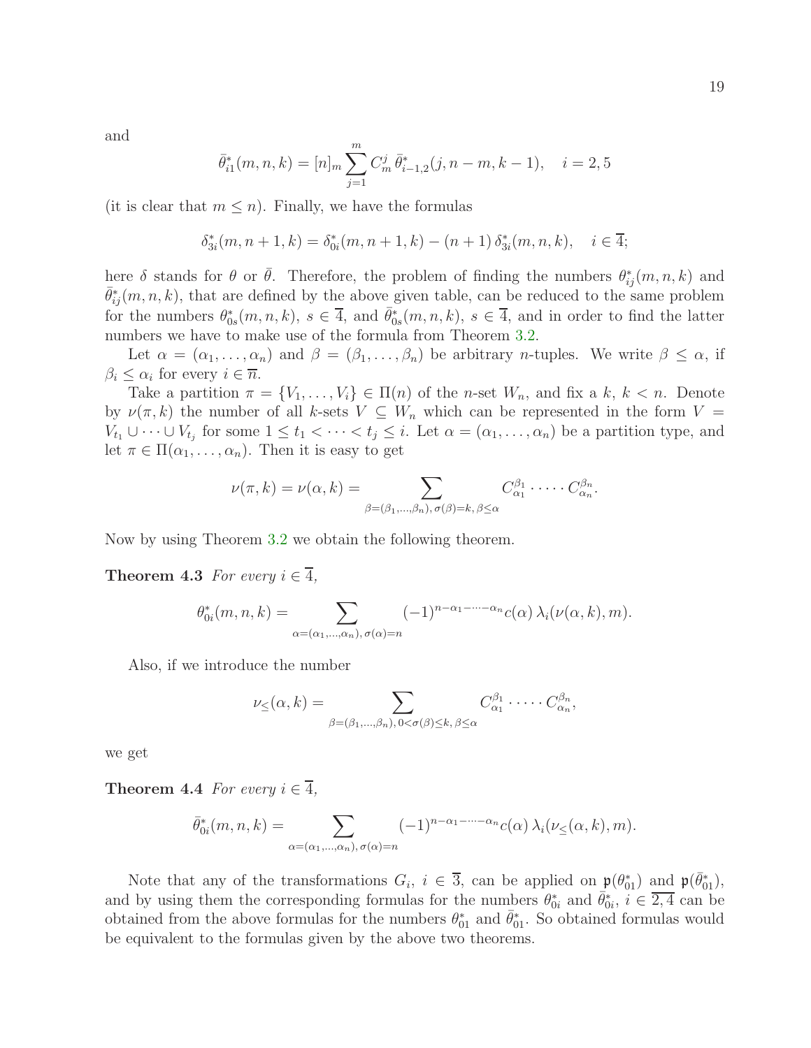and

$$\bar{\theta}^*_{i1}(m,n,k) = [n]_m \sum_{j=1}^{m} C^j_m \, \bar{\theta}^*_{i-1,2}(j, n-m, k-1), \quad i = 2, 5$$

(it is clear that $m \leq n$). Finally, we have the formulas

$$\delta^*_{3i}(m, n+1, k) = \delta^*_{0i}(m, n+1, k) - (n+1)\, \delta^*_{3i}(m,n,k), \quad i \in \overline{4};$$

here $\delta$ stands for $\theta$ or $\bar{\theta}$. Therefore, the problem of finding the numbers $\theta^*_{ij}(m,n,k)$ and $\bar{\theta}^*_{ij}(m,n,k)$, that are defined by the above given table, can be reduced to the same problem for the numbers $\theta^*_{0s}(m,n,k)$, $s \in \overline{4}$, and $\bar{\theta}^*_{0s}(m,n,k)$, $s \in \overline{4}$, and in order to find the latter numbers we have to make use of the formula from Theorem 3.2.

Let $\alpha = (\alpha_1, \ldots, \alpha_n)$ and $\beta = (\beta_1, \ldots, \beta_n)$ be arbitrary $n$-tuples. We write $\beta \leq \alpha$, if $\beta_i \leq \alpha_i$ for every $i \in \overline{n}$.

Take a partition $\pi = \{V_1, \ldots, V_i\} \in \Pi(n)$ of the $n$-set $W_n$, and fix a $k$, $k < n$. Denote by $\nu(\pi, k)$ the number of all $k$-sets $V \subseteq W_n$ which can be represented in the form $V = V_{t_1} \cup \cdots \cup V_{t_j}$ for some $1 \leq t_1 < \cdots < t_j \leq i$. Let $\alpha = (\alpha_1, \ldots, \alpha_n)$ be a partition type, and let $\pi \in \Pi(\alpha_1, \ldots, \alpha_n)$. Then it is easy to get

$$\nu(\pi, k) = \nu(\alpha, k) = \sum_{\beta=(\beta_1,\ldots,\beta_n),\, \sigma(\beta)=k,\, \beta\leq\alpha} C^{\beta_1}_{\alpha_1} \cdot \cdots \cdot C^{\beta_n}_{\alpha_n}.$$

Now by using Theorem 3.2 we obtain the following theorem.

**Theorem 4.3** *For every $i \in \overline{4}$,*

$$\theta^*_{0i}(m,n,k) = \sum_{\alpha=(\alpha_1,\ldots,\alpha_n),\, \sigma(\alpha)=n} (-1)^{n-\alpha_1-\cdots-\alpha_n} c(\alpha)\, \lambda_i(\nu(\alpha,k), m).$$

Also, if we introduce the number

$$\nu_{\leq}(\alpha, k) = \sum_{\beta=(\beta_1,\ldots,\beta_n),\, 0<\sigma(\beta)\leq k,\, \beta\leq\alpha} C^{\beta_1}_{\alpha_1} \cdot \cdots \cdot C^{\beta_n}_{\alpha_n},$$

we get

**Theorem 4.4** *For every $i \in \overline{4}$,*

$$\bar{\theta}^*_{0i}(m,n,k) = \sum_{\alpha=(\alpha_1,\ldots,\alpha_n),\, \sigma(\alpha)=n} (-1)^{n-\alpha_1-\cdots-\alpha_n} c(\alpha)\, \lambda_i(\nu_{\leq}(\alpha,k), m).$$

Note that any of the transformations $G_i$, $i \in \overline{3}$, can be applied on $\mathfrak{p}(\theta^*_{01})$ and $\mathfrak{p}(\bar{\theta}^*_{01})$, and by using them the corresponding formulas for the numbers $\theta^*_{0i}$ and $\bar{\theta}^*_{0i}$, $i \in \overline{2,4}$ can be obtained from the above formulas for the numbers $\theta^*_{01}$ and $\bar{\theta}^*_{01}$. So obtained formulas would be equivalent to the formulas given by the above two theorems.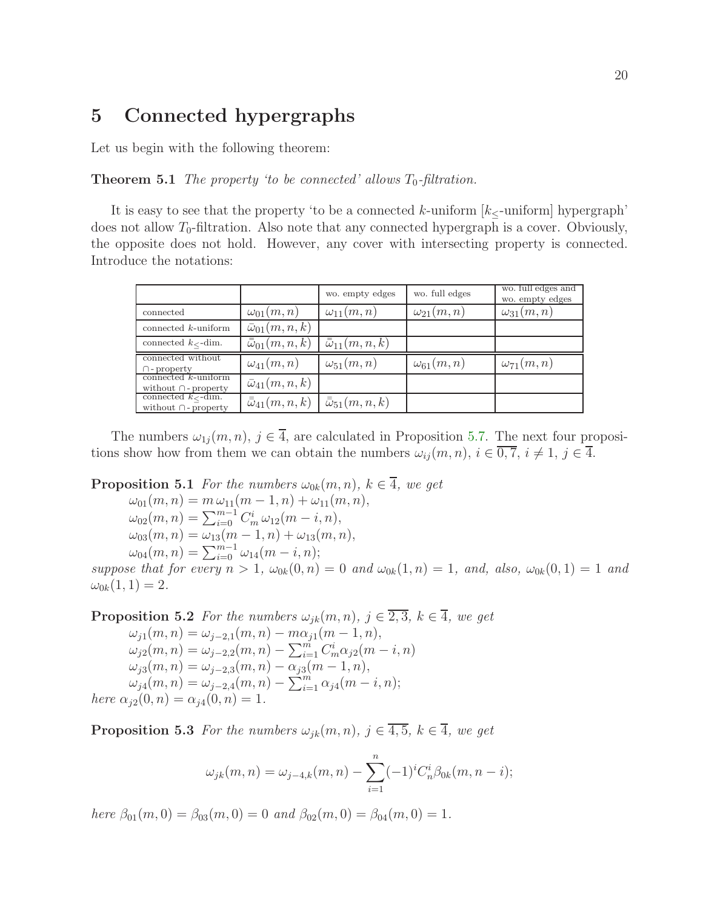# 5 Connected hypergraphs

Let us begin with the following theorem:

**Theorem 5.1** *The property 'to be connected' allows $T_0$-filtration.*

It is easy to see that the property 'to be a connected $k$-uniform [$k_{\leq}$-uniform] hypergraph' does not allow $T_0$-filtration. Also note that any connected hypergraph is a cover. Obviously, the opposite does not hold. However, any cover with intersecting property is connected. Introduce the notations:

| | | wo. empty edges | wo. full edges | wo. full edges and wo. empty edges |
|---|---|---|---|---|
| connected | $\omega_{01}(m,n)$ | $\omega_{11}(m,n)$ | $\omega_{21}(m,n)$ | $\omega_{31}(m,n)$ |
| connected $k$-uniform | $\bar{\omega}_{01}(m,n,k)$ | | | |
| connected $k_{\leq}$-dim. | $\bar{\bar{\omega}}_{01}(m,n,k)$ | $\bar{\bar{\omega}}_{11}(m,n,k)$ | | |
| connected without $\cap$-property | $\omega_{41}(m,n)$ | $\omega_{51}(m,n)$ | $\omega_{61}(m,n)$ | $\omega_{71}(m,n)$ |
| connected $k$-uniform without $\cap$-property | $\bar{\omega}_{41}(m,n,k)$ | | | |
| connected $k_{\leq}$-dim. without $\cap$-property | $\bar{\bar{\omega}}_{41}(m,n,k)$ | $\bar{\bar{\omega}}_{51}(m,n,k)$ | | |

The numbers $\omega_{1j}(m,n)$, $j \in \overline{4}$, are calculated in Proposition 5.7. The next four propositions show how from them we can obtain the numbers $\omega_{ij}(m,n)$, $i \in \overline{0,7}$, $i \neq 1$, $j \in \overline{4}$.

**Proposition 5.1** *For the numbers $\omega_{0k}(m,n)$, $k \in \overline{4}$, we get*

$\omega_{01}(m,n) = m\,\omega_{11}(m-1,n) + \omega_{11}(m,n),$

$\omega_{02}(m,n) = \sum_{i=0}^{m-1} C_m^i\,\omega_{12}(m-i,n),$

$\omega_{03}(m,n) = \omega_{13}(m-1,n) + \omega_{13}(m,n),$

$\omega_{04}(m,n) = \sum_{i=0}^{m-1} \omega_{14}(m-i,n);$

*suppose that for every $n > 1$, $\omega_{0k}(0,n) = 0$ and $\omega_{0k}(1,n) = 1$, and, also, $\omega_{0k}(0,1) = 1$ and $\omega_{0k}(1,1) = 2$.*

**Proposition 5.2** *For the numbers $\omega_{jk}(m,n)$, $j \in \overline{2,3}$, $k \in \overline{4}$, we get*

$\omega_{j1}(m,n) = \omega_{j-2,1}(m,n) - m\alpha_{j1}(m-1,n),$

$\omega_{j2}(m,n) = \omega_{j-2,2}(m,n) - \sum_{i=1}^{m} C_m^i \alpha_{j2}(m-i,n)$

$\omega_{j3}(m,n) = \omega_{j-2,3}(m,n) - \alpha_{j3}(m-1,n),$

$\omega_{j4}(m,n) = \omega_{j-2,4}(m,n) - \sum_{i=1}^{m} \alpha_{j4}(m-i,n);$

*here $\alpha_{j2}(0,n) = \alpha_{j4}(0,n) = 1$.*

**Proposition 5.3** *For the numbers $\omega_{jk}(m,n)$, $j \in \overline{4,5}$, $k \in \overline{4}$, we get*

$$\omega_{jk}(m,n) = \omega_{j-4,k}(m,n) - \sum_{i=1}^{n} (-1)^i C_n^i \beta_{0k}(m,n-i);$$

*here $\beta_{01}(m,0) = \beta_{03}(m,0) = 0$ and $\beta_{02}(m,0) = \beta_{04}(m,0) = 1$.*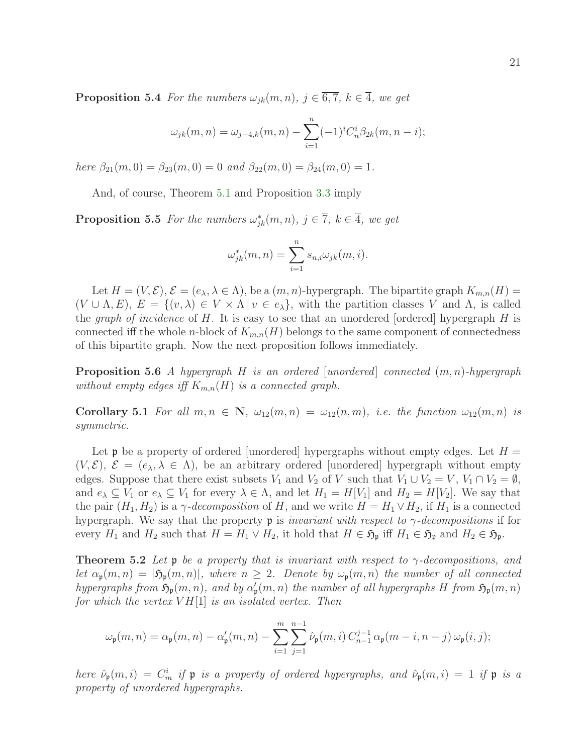**Proposition 5.4** *For the numbers $\omega_{jk}(m,n)$, $j \in \overline{6,7}$, $k \in \overline{4}$, we get*

$$\omega_{jk}(m,n) = \omega_{j-4,k}(m,n) - \sum_{i=1}^{n} (-1)^i C_n^i \beta_{2k}(m, n-i);$$

*here $\beta_{21}(m,0) = \beta_{23}(m,0) = 0$ and $\beta_{22}(m,0) = \beta_{24}(m,0) = 1$.*

And, of course, Theorem 5.1 and Proposition 3.3 imply

**Proposition 5.5** *For the numbers $\omega^*_{jk}(m,n)$, $j \in \overline{7}$, $k \in \overline{4}$, we get*

$$\omega^*_{jk}(m,n) = \sum_{i=1}^{n} s_{n,i} \omega_{jk}(m,i).$$

Let $H = (V, \mathcal{E})$, $\mathcal{E} = (e_\lambda, \lambda \in \Lambda)$, be a $(m,n)$-hypergraph. The bipartite graph $K_{m,n}(H) = (V \cup \Lambda, E)$, $E = \{(v, \lambda) \in V \times \Lambda \,|\, v \in e_\lambda\}$, with the partition classes $V$ and $\Lambda$, is called the *graph of incidence* of $H$. It is easy to see that an unordered [ordered] hypergraph $H$ is connected iff the whole $n$-block of $K_{m,n}(H)$ belongs to the same component of connectedness of this bipartite graph. Now the next proposition follows immediately.

**Proposition 5.6** *A hypergraph $H$ is an ordered [unordered] connected $(m,n)$-hypergraph without empty edges iff $K_{m,n}(H)$ is a connected graph.*

**Corollary 5.1** *For all $m, n \in \mathbf{N}$, $\omega_{12}(m,n) = \omega_{12}(n,m)$, i.e. the function $\omega_{12}(m,n)$ is symmetric.*

Let $\mathfrak{p}$ be a property of ordered [unordered] hypergraphs without empty edges. Let $H = (V, \mathcal{E})$, $\mathcal{E} = (e_\lambda, \lambda \in \Lambda)$, be an arbitrary ordered [unordered] hypergraph without empty edges. Suppose that there exist subsets $V_1$ and $V_2$ of $V$ such that $V_1 \cup V_2 = V$, $V_1 \cap V_2 = \emptyset$, and $e_\lambda \subseteq V_1$ or $e_\lambda \subseteq V_1$ for every $\lambda \in \Lambda$, and let $H_1 = H[V_1]$ and $H_2 = H[V_2]$. We say that the pair $(H_1, H_2)$ is a $\gamma$*-decomposition* of $H$, and we write $H = H_1 \vee H_2$, if $H_1$ is a connected hypergraph. We say that the property $\mathfrak{p}$ is *invariant with respect to $\gamma$-decompositions* if for every $H_1$ and $H_2$ such that $H = H_1 \vee H_2$, it hold that $H \in \mathfrak{H}_\mathfrak{p}$ iff $H_1 \in \mathfrak{H}_\mathfrak{p}$ and $H_2 \in \mathfrak{H}_\mathfrak{p}$.

**Theorem 5.2** *Let $\mathfrak{p}$ be a property that is invariant with respect to $\gamma$-decompositions, and let $\alpha_\mathfrak{p}(m,n) = |\mathfrak{H}_\mathfrak{p}(m,n)|$, where $n \geq 2$. Denote by $\omega_\mathfrak{p}(m,n)$ the number of all connected hypergraphs from $\mathfrak{H}_\mathfrak{p}(m,n)$, and by $\alpha'_\mathfrak{p}(m,n)$ the number of all hypergraphs $H$ from $\mathfrak{H}_\mathfrak{p}(m,n)$ for which the vertex $VH[1]$ is an isolated vertex. Then*

$$\omega_\mathfrak{p}(m,n) = \alpha_\mathfrak{p}(m,n) - \alpha'_\mathfrak{p}(m,n) - \sum_{i=1}^{m} \sum_{j=1}^{n-1} \hat{\nu}_\mathfrak{p}(m,i)\, C_{n-1}^{j-1}\, \alpha_\mathfrak{p}(m-i, n-j)\, \omega_\mathfrak{p}(i,j);$$

*here $\hat{\nu}_\mathfrak{p}(m,i) = C_m^i$ if $\mathfrak{p}$ is a property of ordered hypergraphs, and $\hat{\nu}_\mathfrak{p}(m,i) = 1$ if $\mathfrak{p}$ is a property of unordered hypergraphs.*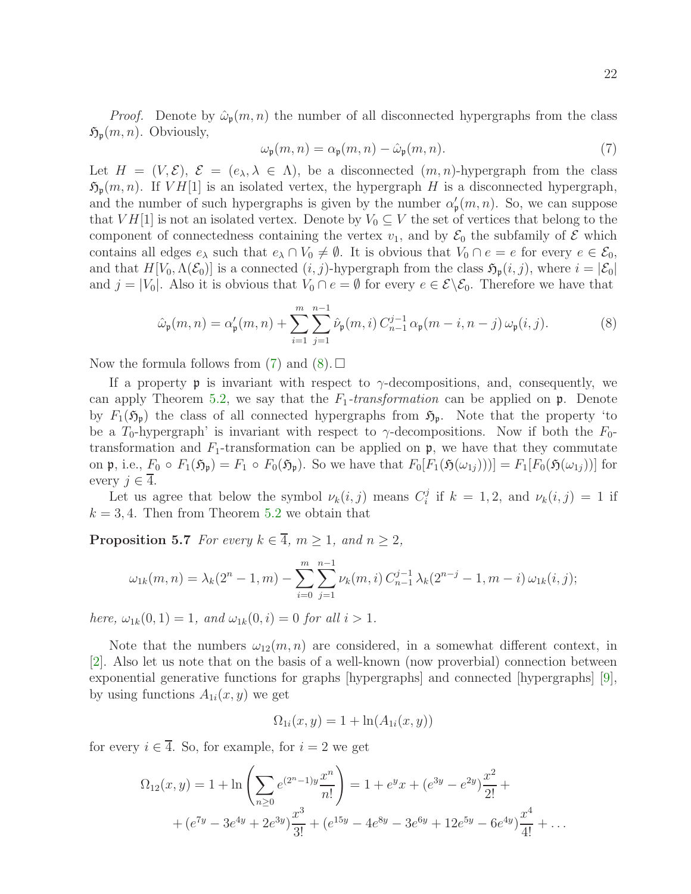*Proof.* Denote by $\hat{\omega}_{\mathfrak{p}}(m,n)$ the number of all disconnected hypergraphs from the class $\mathfrak{H}_{\mathfrak{p}}(m,n)$. Obviously,

$$\omega_{\mathfrak{p}}(m,n) = \alpha_{\mathfrak{p}}(m,n) - \hat{\omega}_{\mathfrak{p}}(m,n). \tag{7}$$

Let $H = (V, \mathcal{E})$, $\mathcal{E} = (e_\lambda, \lambda \in \Lambda)$, be a disconnected $(m,n)$-hypergraph from the class $\mathfrak{H}_{\mathfrak{p}}(m,n)$. If $VH[1]$ is an isolated vertex, the hypergraph $H$ is a disconnected hypergraph, and the number of such hypergraphs is given by the number $\alpha'_{\mathfrak{p}}(m,n)$. So, we can suppose that $VH[1]$ is not an isolated vertex. Denote by $V_0 \subseteq V$ the set of vertices that belong to the component of connectedness containing the vertex $v_1$, and by $\mathcal{E}_0$ the subfamily of $\mathcal{E}$ which contains all edges $e_\lambda$ such that $e_\lambda \cap V_0 \neq \emptyset$. It is obvious that $V_0 \cap e = e$ for every $e \in \mathcal{E}_0$, and that $H[V_0, \Lambda(\mathcal{E}_0)]$ is a connected $(i,j)$-hypergraph from the class $\mathfrak{H}_{\mathfrak{p}}(i,j)$, where $i = |\mathcal{E}_0|$ and $j = |V_0|$. Also it is obvious that $V_0 \cap e = \emptyset$ for every $e \in \mathcal{E} \backslash \mathcal{E}_0$. Therefore we have that

$$\hat{\omega}_{\mathfrak{p}}(m,n) = \alpha'_{\mathfrak{p}}(m,n) + \sum_{i=1}^{m} \sum_{j=1}^{n-1} \hat{\nu}_{\mathfrak{p}}(m,i)\, C_{n-1}^{j-1}\, \alpha_{\mathfrak{p}}(m-i, n-j)\, \omega_{\mathfrak{p}}(i,j). \tag{8}$$

Now the formula follows from (7) and (8). $\square$

If a property $\mathfrak{p}$ is invariant with respect to $\gamma$-decompositions, and, consequently, we can apply Theorem 5.2, we say that the $F_1$-*transformation* can be applied on $\mathfrak{p}$. Denote by $F_1(\mathfrak{H}_{\mathfrak{p}})$ the class of all connected hypergraphs from $\mathfrak{H}_{\mathfrak{p}}$. Note that the property 'to be a $T_0$-hypergraph' is invariant with respect to $\gamma$-decompositions. Now if both the $F_0$-transformation and $F_1$-transformation can be applied on $\mathfrak{p}$, we have that they commute on $\mathfrak{p}$, i.e., $F_0 \circ F_1(\mathfrak{H}_{\mathfrak{p}}) = F_1 \circ F_0(\mathfrak{H}_{\mathfrak{p}})$. So we have that $F_0[F_1(\mathfrak{H}(\omega_{1j}))] = F_1[F_0(\mathfrak{H}(\omega_{1j}))]$ for every $j \in \overline{4}$.

Let us agree that below the symbol $\nu_k(i,j)$ means $C_i^j$ if $k = 1, 2$, and $\nu_k(i,j) = 1$ if $k = 3, 4$. Then from Theorem 5.2 we obtain that

**Proposition 5.7** *For every $k \in \overline{4}$, $m \geq 1$, and $n \geq 2$,*

$$\omega_{1k}(m,n) = \lambda_k(2^n - 1, m) - \sum_{i=0}^{m} \sum_{j=1}^{n-1} \nu_k(m,i)\, C_{n-1}^{j-1}\, \lambda_k(2^{n-j} - 1, m-i)\, \omega_{1k}(i,j);$$

*here, $\omega_{1k}(0,1) = 1$, and $\omega_{1k}(0,i) = 0$ for all $i > 1$.*

Note that the numbers $\omega_{12}(m,n)$ are considered, in a somewhat different context, in [2]. Also let us note that on the basis of a well-known (now proverbial) connection between exponential generative functions for graphs [hypergraphs] and connected [hypergraphs] [9], by using functions $A_{1i}(x,y)$ we get

$$\Omega_{1i}(x,y) = 1 + \ln(A_{1i}(x,y))$$

for every $i \in \overline{4}$. So, for example, for $i = 2$ we get

$$\Omega_{12}(x,y) = 1 + \ln\left(\sum_{n \geq 0} e^{(2^n-1)y} \frac{x^n}{n!}\right) = 1 + e^y x + (e^{3y} - e^{2y})\frac{x^2}{2!} +$$

$$+ (e^{7y} - 3e^{4y} + 2e^{3y})\frac{x^3}{3!} + (e^{15y} - 4e^{8y} - 3e^{6y} + 12e^{5y} - 6e^{4y})\frac{x^4}{4!} + \ldots$$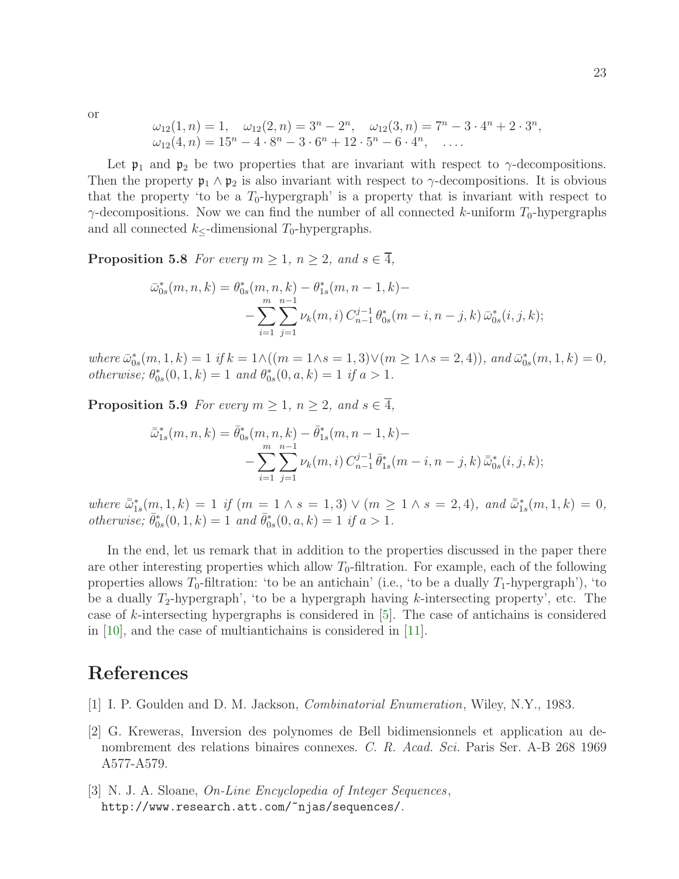or

$$\omega_{12}(1,n) = 1, \quad \omega_{12}(2,n) = 3^n - 2^n, \quad \omega_{12}(3,n) = 7^n - 3\cdot 4^n + 2\cdot 3^n,$$
$$\omega_{12}(4,n) = 15^n - 4\cdot 8^n - 3\cdot 6^n + 12\cdot 5^n - 6\cdot 4^n, \quad \ldots.$$

Let $\mathfrak{p}_1$ and $\mathfrak{p}_2$ be two properties that are invariant with respect to $\gamma$-decompositions. Then the property $\mathfrak{p}_1 \wedge \mathfrak{p}_2$ is also invariant with respect to $\gamma$-decompositions. It is obvious that the property 'to be a $T_0$-hypergraph' is a property that is invariant with respect to $\gamma$-decompositions. Now we can find the number of all connected $k$-uniform $T_0$-hypergraphs and all connected $k_{\leq}$-dimensional $T_0$-hypergraphs.

**Proposition 5.8** *For every $m \geq 1$, $n \geq 2$, and $s \in \overline{4}$,*

$$\bar{\omega}^*_{0s}(m,n,k) = \theta^*_{0s}(m,n,k) - \theta^*_{1s}(m,n-1,k) - \\ - \sum_{i=1}^{m}\sum_{j=1}^{n-1} \nu_k(m,i)\, C^{j-1}_{n-1}\, \theta^*_{0s}(m-i,n-j,k)\, \bar{\omega}^*_{0s}(i,j,k);$$

*where $\bar{\omega}^*_{0s}(m,1,k) = 1$ if $k = 1 \wedge ((m = 1 \wedge s = 1,3) \vee (m \geq 1 \wedge s = 2,4))$, and $\bar{\omega}^*_{0s}(m,1,k) = 0$, otherwise; $\theta^*_{0s}(0,1,k) = 1$ and $\theta^*_{0s}(0,a,k) = 1$ if $a > 1$.*

**Proposition 5.9** *For every $m \geq 1$, $n \geq 2$, and $s \in \overline{4}$,*

$$\bar{\bar{\omega}}^*_{1s}(m,n,k) = \bar{\theta}^*_{0s}(m,n,k) - \bar{\theta}^*_{1s}(m,n-1,k) - \\ - \sum_{i=1}^{m}\sum_{j=1}^{n-1} \nu_k(m,i)\, C^{j-1}_{n-1}\, \bar{\theta}^*_{1s}(m-i,n-j,k)\, \bar{\bar{\omega}}^*_{0s}(i,j,k);$$

*where $\bar{\bar{\omega}}^*_{1s}(m,1,k) = 1$ if $(m = 1 \wedge s = 1,3) \vee (m \geq 1 \wedge s = 2,4)$, and $\bar{\bar{\omega}}^*_{1s}(m,1,k) = 0$, otherwise; $\bar{\theta}^*_{0s}(0,1,k) = 1$ and $\bar{\theta}^*_{0s}(0,a,k) = 1$ if $a > 1$.*

In the end, let us remark that in addition to the properties discussed in the paper there are other interesting properties which allow $T_0$-filtration. For example, each of the following properties allows $T_0$-filtration: 'to be an antichain' (i.e., 'to be a dually $T_1$-hypergraph'), 'to be a dually $T_2$-hypergraph', 'to be a hypergraph having $k$-intersecting property', etc. The case of $k$-intersecting hypergraphs is considered in [5]. The case of antichains is considered in [10], and the case of multiantichains is considered in [11].

## References

[1] I. P. Goulden and D. M. Jackson, *Combinatorial Enumeration*, Wiley, N.Y., 1983.

[2] G. Kreweras, Inversion des polynomes de Bell bidimensionnels et application au denombrement des relations binaires connexes. *C. R. Acad. Sci.* Paris Ser. A-B 268 1969 A577-A579.

[3] N. J. A. Sloane, *On-Line Encyclopedia of Integer Sequences*, `http://www.research.att.com/~njas/sequences/`.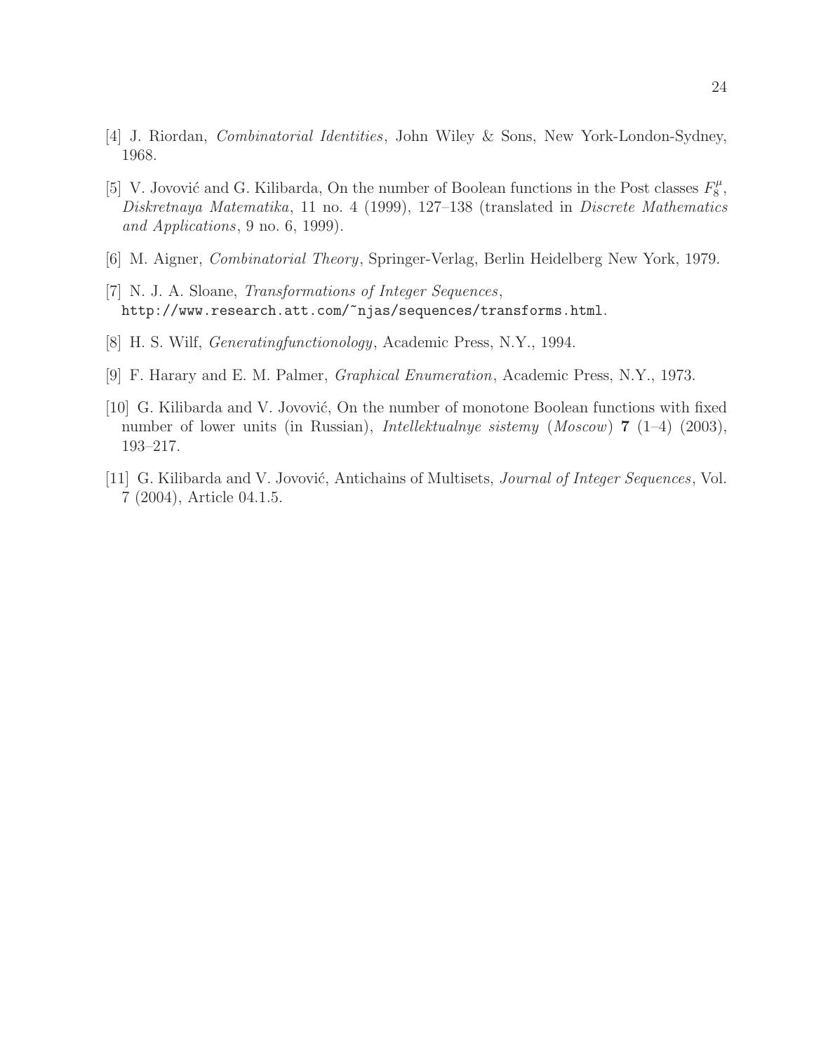[4] J. Riordan, *Combinatorial Identities*, John Wiley & Sons, New York-London-Sydney, 1968.

[5] V. Jovović and G. Kilibarda, On the number of Boolean functions in the Post classes $F_8^{\mu}$, *Diskretnaya Matematika*, 11 no. 4 (1999), 127–138 (translated in *Discrete Mathematics and Applications*, 9 no. 6, 1999).

[6] M. Aigner, *Combinatorial Theory*, Springer-Verlag, Berlin Heidelberg New York, 1979.

[7] N. J. A. Sloane, *Transformations of Integer Sequences*, `http://www.research.att.com/~njas/sequences/transforms.html`.

[8] H. S. Wilf, *Generatingfunctionology*, Academic Press, N.Y., 1994.

[9] F. Harary and E. M. Palmer, *Graphical Enumeration*, Academic Press, N.Y., 1973.

[10] G. Kilibarda and V. Jovović, On the number of monotone Boolean functions with fixed number of lower units (in Russian), *Intellektualnye sistemy* (*Moscow*) **7** (1–4) (2003), 193–217.

[11] G. Kilibarda and V. Jovović, Antichains of Multisets, *Journal of Integer Sequences*, Vol. 7 (2004), Article 04.1.5.